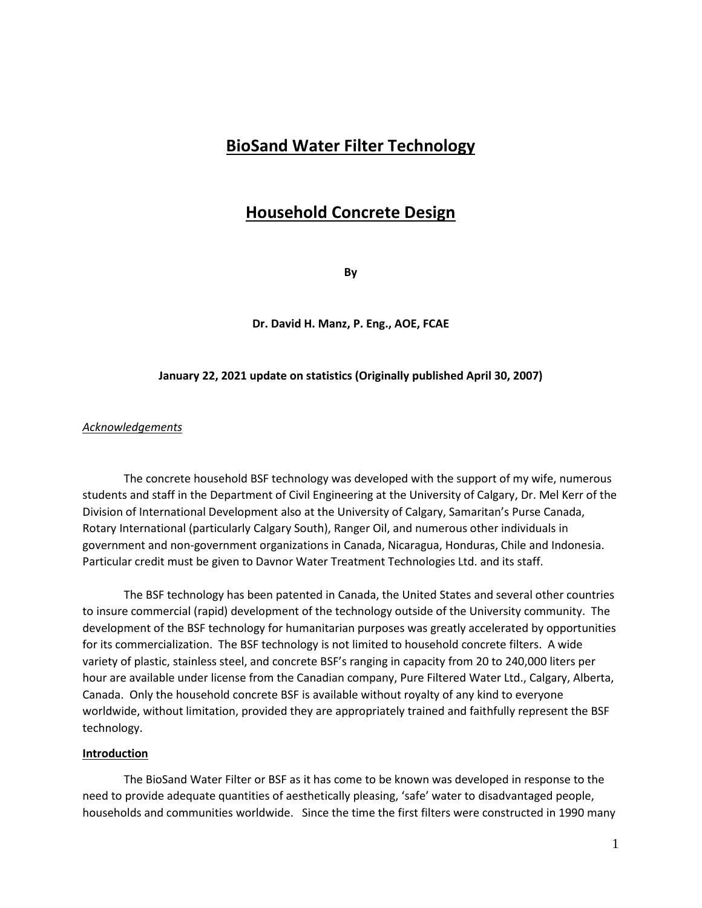# BioSand Water Filter Technology

# Household Concrete Design

**By**

**Dr. David H. Manz, P. Eng., AOE, FCAE**

**January 22, 2021 update on statistics (Originally published April 30, 2007)**

*Acknowledgements*

The concrete household BSF technology was developed with the support of my wife, numerous students and staff in the Department of Civil Engineering at the University of Calgary, Dr. Mel Kerr of the Division of International Development also at the University of Calgary, Samaritan's Purse Canada, Rotary International (particularly Calgary South), Ranger Oil, and numerous other individuals in government and non-government organizations in Canada, Nicaragua, Honduras, Chile and Indonesia. Particular credit must be given to Davnor Water Treatment Technologies Ltd. and its staff.

The BSF technology has been patented in Canada, the United States and several other countries to insure commercial (rapid) development of the technology outside of the University community. The development of the BSF technology for humanitarian purposes was greatly accelerated by opportunities for its commercialization. The BSF technology is not limited to household concrete filters. A wide variety of plastic, stainless steel, and concrete BSF's ranging in capacity from 20 to 240,000 liters per hour are available under license from the Canadian company, Pure Filtered Water Ltd., Calgary, Alberta, Canada. Only the household concrete BSF is available without royalty of any kind to everyone worldwide, without limitation, provided they are appropriately trained and faithfully represent the BSF technology.

## Introduction

The BioSand Water Filter or BSF as it has come to be known was developed in response to the need to provide adequate quantities of aesthetically pleasing, 'safe' water to disadvantaged people, households and communities worldwide. Since the time the first filters were constructed in 1990 many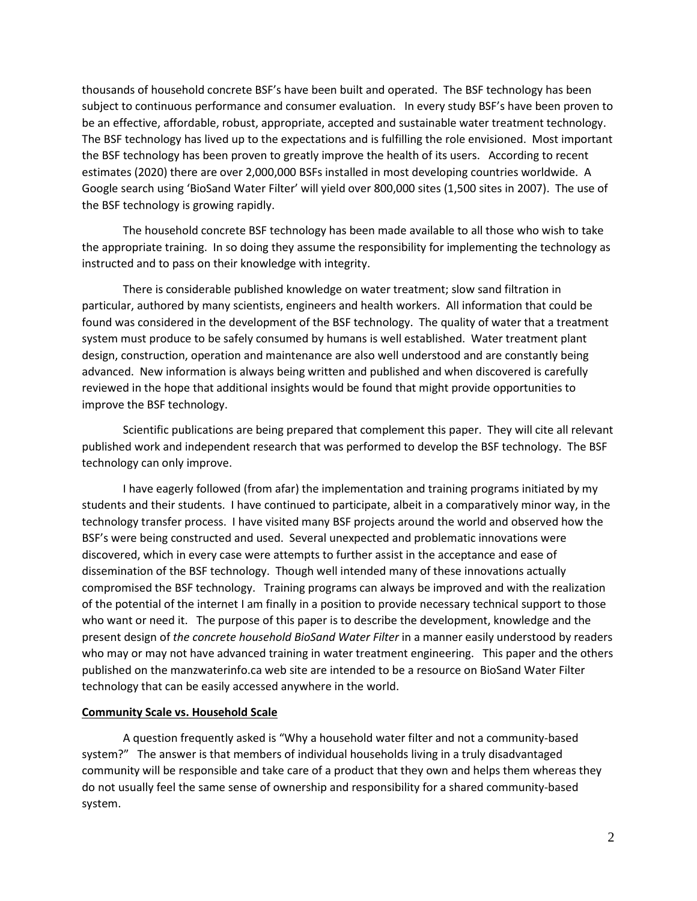thousands of household concrete BSF's have been built and operated. The BSF technology has been subject to continuous performance and consumer evaluation. In every study BSF's have been proven to be an effective, affordable, robust, appropriate, accepted and sustainable water treatment technology. The BSF technology has lived up to the expectations and is fulfilling the role envisioned. Most important the BSF technology has been proven to greatly improve the health of its users. According to recent estimates (2020) there are over 2,000,000 BSFs installed in most developing countries worldwide. A Google search using 'BioSand Water Filter' will yield over 800,000 sites (1,500 sites in 2007). The use of the BSF technology is growing rapidly.

The household concrete BSF technology has been made available to all those who wish to take the appropriate training. In so doing they assume the responsibility for implementing the technology as instructed and to pass on their knowledge with integrity.

There is considerable published knowledge on water treatment; slow sand filtration in particular, authored by many scientists, engineers and health workers. All information that could be found was considered in the development of the BSF technology. The quality of water that a treatment system must produce to be safely consumed by humans is well established. Water treatment plant design, construction, operation and maintenance are also well understood and are constantly being advanced. New information is always being written and published and when discovered is carefully reviewed in the hope that additional insights would be found that might provide opportunities to improve the BSF technology.

Scientific publications are being prepared that complement this paper. They will cite all relevant published work and independent research that was performed to develop the BSF technology. The BSF technology can only improve.

I have eagerly followed (from afar) the implementation and training programs initiated by my students and their students. I have continued to participate, albeit in a comparatively minor way, in the technology transfer process. I have visited many BSF projects around the world and observed how the BSF's were being constructed and used. Several unexpected and problematic innovations were discovered, which in every case were attempts to further assist in the acceptance and ease of dissemination of the BSF technology. Though well intended many of these innovations actually compromised the BSF technology. Training programs can always be improved and with the realization of the potential of the internet I am finally in a position to provide necessary technical support to those who want or need it. The purpose of this paper is to describe the development, knowledge and the present design of *the concrete household BioSand Water Filter* in a manner easily understood by readers who may or may not have advanced training in water treatment engineering. This paper and the others published on the manzwaterinfo.ca web site are intended to be a resource on BioSand Water Filter technology that can be easily accessed anywhere in the world.

## Community Scale vs. Household Scale

A question frequently asked is "Why a household water filter and not a community-based system?" The answer is that members of individual households living in a truly disadvantaged community will be responsible and take care of a product that they own and helps them whereas they do not usually feel the same sense of ownership and responsibility for a shared community-based system.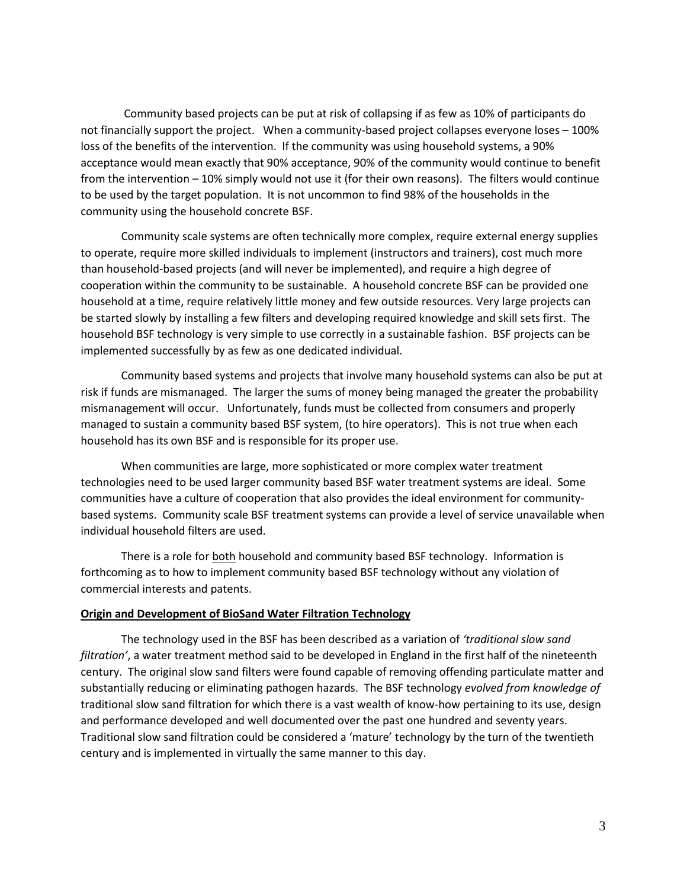Community based projects can be put at risk of collapsing if as few as 10% of participants do not financially support the project. When a community-based project collapses everyone loses – 100% loss of the benefits of the intervention. If the community was using household systems, a 90% acceptance would mean exactly that 90% acceptance, 90% of the community would continue to benefit from the intervention – 10% simply would not use it (for their own reasons). The filters would continue to be used by the target population. It is not uncommon to find 98% of the households in the community using the household concrete BSF.

Community scale systems are often technically more complex, require external energy supplies to operate, require more skilled individuals to implement (instructors and trainers), cost much more than household-based projects (and will never be implemented), and require a high degree of cooperation within the community to be sustainable. A household concrete BSF can be provided one household at a time, require relatively little money and few outside resources. Very large projects can be started slowly by installing a few filters and developing required knowledge and skill sets first. The household BSF technology is very simple to use correctly in a sustainable fashion. BSF projects can be implemented successfully by as few as one dedicated individual.

Community based systems and projects that involve many household systems can also be put at risk if funds are mismanaged. The larger the sums of money being managed the greater the probability mismanagement will occur. Unfortunately, funds must be collected from consumers and properly managed to sustain a community based BSF system, (to hire operators). This is not true when each household has its own BSF and is responsible for its proper use.

When communities are large, more sophisticated or more complex water treatment technologies need to be used larger community based BSF water treatment systems are ideal. Some communities have a culture of cooperation that also provides the ideal environment for community-based systems. Community scale BSF treatment systems can provide a level of service unavailable when individual household filters are used.

There is a role for <u>both</u> household and community based BSF technology. Information is forthcoming as to how to implement community based BSF technology without any violation of commercial interests and patents.

## Origin and Development of BioSand Water Filtration Technology

The technology used in the BSF has been described as a variation of *'traditional slow sand filtration'*, a water treatment method said to be developed in England in the first half of the nineteenth century. The original slow sand filters were found capable of removing offending particulate matter and substantially reducing or eliminating pathogen hazards. The BSF technology *evolved from knowledge of* traditional slow sand filtration for which there is a vast wealth of know-how pertaining to its use, design and performance developed and well documented over the past one hundred and seventy years. Traditional slow sand filtration could be considered a 'mature' technology by the turn of the twentieth century and is implemented in virtually the same manner to this day.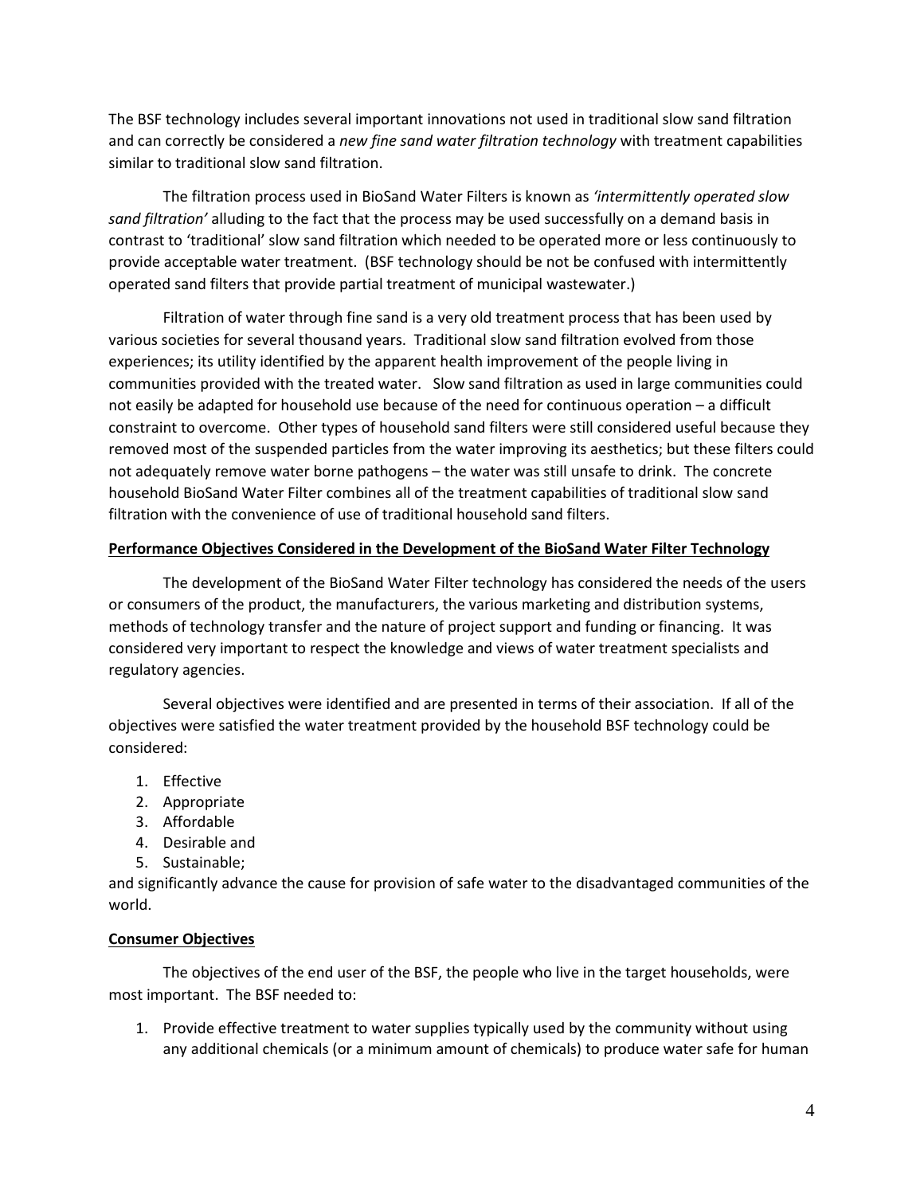The BSF technology includes several important innovations not used in traditional slow sand filtration and can correctly be considered a *new fine sand water filtration technology* with treatment capabilities similar to traditional slow sand filtration.

The filtration process used in BioSand Water Filters is known as *'intermittently operated slow sand filtration'* alluding to the fact that the process may be used successfully on a demand basis in contrast to 'traditional' slow sand filtration which needed to be operated more or less continuously to provide acceptable water treatment. (BSF technology should be not be confused with intermittently operated sand filters that provide partial treatment of municipal wastewater.)

Filtration of water through fine sand is a very old treatment process that has been used by various societies for several thousand years. Traditional slow sand filtration evolved from those experiences; its utility identified by the apparent health improvement of the people living in communities provided with the treated water. Slow sand filtration as used in large communities could not easily be adapted for household use because of the need for continuous operation – a difficult constraint to overcome. Other types of household sand filters were still considered useful because they removed most of the suspended particles from the water improving its aesthetics; but these filters could not adequately remove water borne pathogens – the water was still unsafe to drink. The concrete household BioSand Water Filter combines all of the treatment capabilities of traditional slow sand filtration with the convenience of use of traditional household sand filters.

**Performance Objectives Considered in the Development of the BioSand Water Filter Technology**

The development of the BioSand Water Filter technology has considered the needs of the users or consumers of the product, the manufacturers, the various marketing and distribution systems, methods of technology transfer and the nature of project support and funding or financing. It was considered very important to respect the knowledge and views of water treatment specialists and regulatory agencies.

Several objectives were identified and are presented in terms of their association. If all of the objectives were satisfied the water treatment provided by the household BSF technology could be considered:

1. Effective
2. Appropriate
3. Affordable
4. Desirable and
5. Sustainable;

and significantly advance the cause for provision of safe water to the disadvantaged communities of the world.

**Consumer Objectives**

The objectives of the end user of the BSF, the people who live in the target households, were most important. The BSF needed to:

1. Provide effective treatment to water supplies typically used by the community without using any additional chemicals (or a minimum amount of chemicals) to produce water safe for human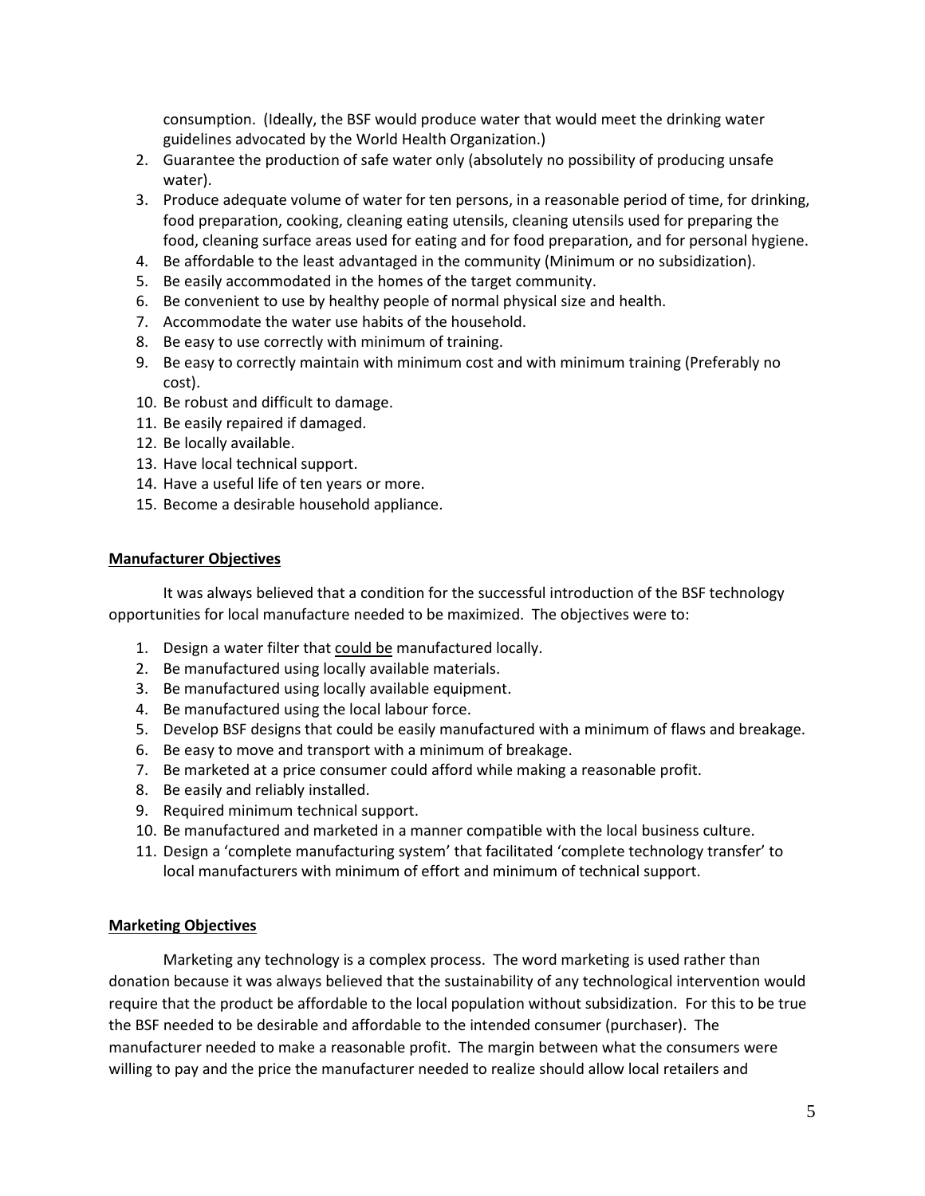consumption. (Ideally, the BSF would produce water that would meet the drinking water guidelines advocated by the World Health Organization.)

2. Guarantee the production of safe water only (absolutely no possibility of producing unsafe water).
3. Produce adequate volume of water for ten persons, in a reasonable period of time, for drinking, food preparation, cooking, cleaning eating utensils, cleaning utensils used for preparing the food, cleaning surface areas used for eating and for food preparation, and for personal hygiene.
4. Be affordable to the least advantaged in the community (Minimum or no subsidization).
5. Be easily accommodated in the homes of the target community.
6. Be convenient to use by healthy people of normal physical size and health.
7. Accommodate the water use habits of the household.
8. Be easy to use correctly with minimum of training.
9. Be easy to correctly maintain with minimum cost and with minimum training (Preferably no cost).
10. Be robust and difficult to damage.
11. Be easily repaired if damaged.
12. Be locally available.
13. Have local technical support.
14. Have a useful life of ten years or more.
15. Become a desirable household appliance.

**Manufacturer Objectives**

It was always believed that a condition for the successful introduction of the BSF technology opportunities for local manufacture needed to be maximized. The objectives were to:

1. Design a water filter that could be manufactured locally.
2. Be manufactured using locally available materials.
3. Be manufactured using locally available equipment.
4. Be manufactured using the local labour force.
5. Develop BSF designs that could be easily manufactured with a minimum of flaws and breakage.
6. Be easy to move and transport with a minimum of breakage.
7. Be marketed at a price consumer could afford while making a reasonable profit.
8. Be easily and reliably installed.
9. Required minimum technical support.
10. Be manufactured and marketed in a manner compatible with the local business culture.
11. Design a 'complete manufacturing system' that facilitated 'complete technology transfer' to local manufacturers with minimum of effort and minimum of technical support.

**Marketing Objectives**

Marketing any technology is a complex process. The word marketing is used rather than donation because it was always believed that the sustainability of any technological intervention would require that the product be affordable to the local population without subsidization. For this to be true the BSF needed to be desirable and affordable to the intended consumer (purchaser). The manufacturer needed to make a reasonable profit. The margin between what the consumers were willing to pay and the price the manufacturer needed to realize should allow local retailers and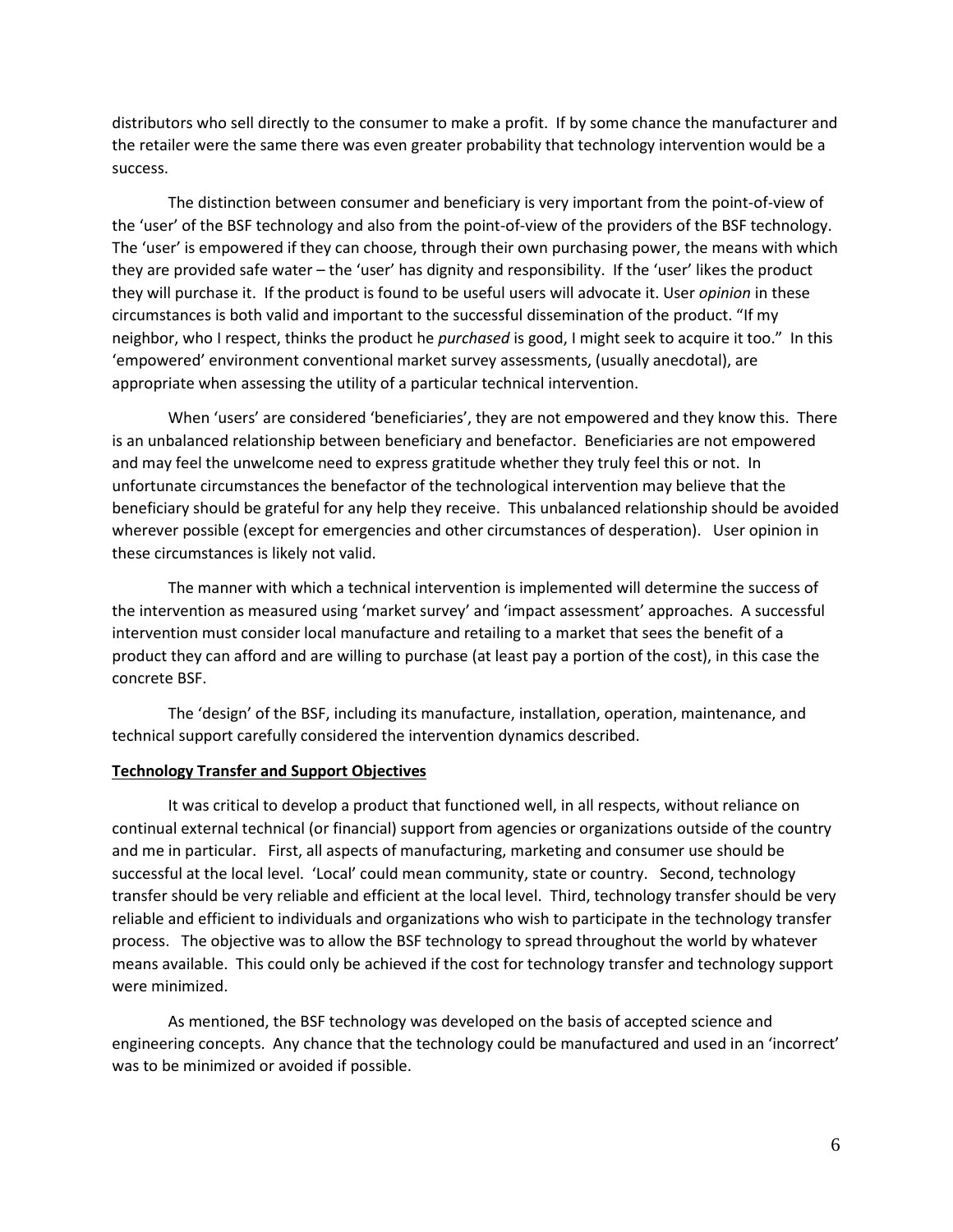distributors who sell directly to the consumer to make a profit. If by some chance the manufacturer and the retailer were the same there was even greater probability that technology intervention would be a success.

The distinction between consumer and beneficiary is very important from the point-of-view of the 'user' of the BSF technology and also from the point-of-view of the providers of the BSF technology. The 'user' is empowered if they can choose, through their own purchasing power, the means with which they are provided safe water – the 'user' has dignity and responsibility. If the 'user' likes the product they will purchase it. If the product is found to be useful users will advocate it. User *opinion* in these circumstances is both valid and important to the successful dissemination of the product. "If my neighbor, who I respect, thinks the product he *purchased* is good, I might seek to acquire it too." In this 'empowered' environment conventional market survey assessments, (usually anecdotal), are appropriate when assessing the utility of a particular technical intervention.

When 'users' are considered 'beneficiaries', they are not empowered and they know this. There is an unbalanced relationship between beneficiary and benefactor. Beneficiaries are not empowered and may feel the unwelcome need to express gratitude whether they truly feel this or not. In unfortunate circumstances the benefactor of the technological intervention may believe that the beneficiary should be grateful for any help they receive. This unbalanced relationship should be avoided wherever possible (except for emergencies and other circumstances of desperation). User opinion in these circumstances is likely not valid.

The manner with which a technical intervention is implemented will determine the success of the intervention as measured using 'market survey' and 'impact assessment' approaches. A successful intervention must consider local manufacture and retailing to a market that sees the benefit of a product they can afford and are willing to purchase (at least pay a portion of the cost), in this case the concrete BSF.

The 'design' of the BSF, including its manufacture, installation, operation, maintenance, and technical support carefully considered the intervention dynamics described.

**Technology Transfer and Support Objectives**

It was critical to develop a product that functioned well, in all respects, without reliance on continual external technical (or financial) support from agencies or organizations outside of the country and me in particular. First, all aspects of manufacturing, marketing and consumer use should be successful at the local level. 'Local' could mean community, state or country. Second, technology transfer should be very reliable and efficient at the local level. Third, technology transfer should be very reliable and efficient to individuals and organizations who wish to participate in the technology transfer process. The objective was to allow the BSF technology to spread throughout the world by whatever means available. This could only be achieved if the cost for technology transfer and technology support were minimized.

As mentioned, the BSF technology was developed on the basis of accepted science and engineering concepts. Any chance that the technology could be manufactured and used in an 'incorrect' was to be minimized or avoided if possible.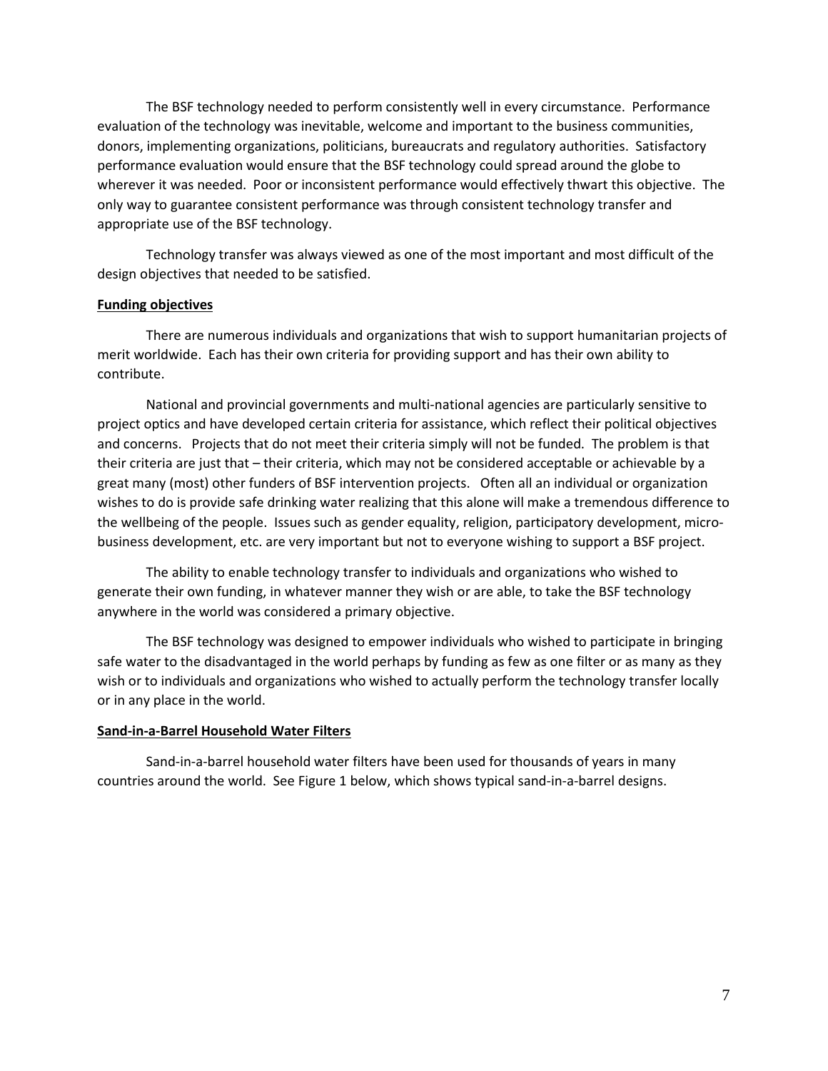The BSF technology needed to perform consistently well in every circumstance. Performance evaluation of the technology was inevitable, welcome and important to the business communities, donors, implementing organizations, politicians, bureaucrats and regulatory authorities. Satisfactory performance evaluation would ensure that the BSF technology could spread around the globe to wherever it was needed. Poor or inconsistent performance would effectively thwart this objective. The only way to guarantee consistent performance was through consistent technology transfer and appropriate use of the BSF technology.

Technology transfer was always viewed as one of the most important and most difficult of the design objectives that needed to be satisfied.

**Funding objectives**

There are numerous individuals and organizations that wish to support humanitarian projects of merit worldwide. Each has their own criteria for providing support and has their own ability to contribute.

National and provincial governments and multi-national agencies are particularly sensitive to project optics and have developed certain criteria for assistance, which reflect their political objectives and concerns. Projects that do not meet their criteria simply will not be funded. The problem is that their criteria are just that – their criteria, which may not be considered acceptable or achievable by a great many (most) other funders of BSF intervention projects. Often all an individual or organization wishes to do is provide safe drinking water realizing that this alone will make a tremendous difference to the wellbeing of the people. Issues such as gender equality, religion, participatory development, micro-business development, etc. are very important but not to everyone wishing to support a BSF project.

The ability to enable technology transfer to individuals and organizations who wished to generate their own funding, in whatever manner they wish or are able, to take the BSF technology anywhere in the world was considered a primary objective.

The BSF technology was designed to empower individuals who wished to participate in bringing safe water to the disadvantaged in the world perhaps by funding as few as one filter or as many as they wish or to individuals and organizations who wished to actually perform the technology transfer locally or in any place in the world.

**Sand-in-a-Barrel Household Water Filters**

Sand-in-a-barrel household water filters have been used for thousands of years in many countries around the world. See Figure 1 below, which shows typical sand-in-a-barrel designs.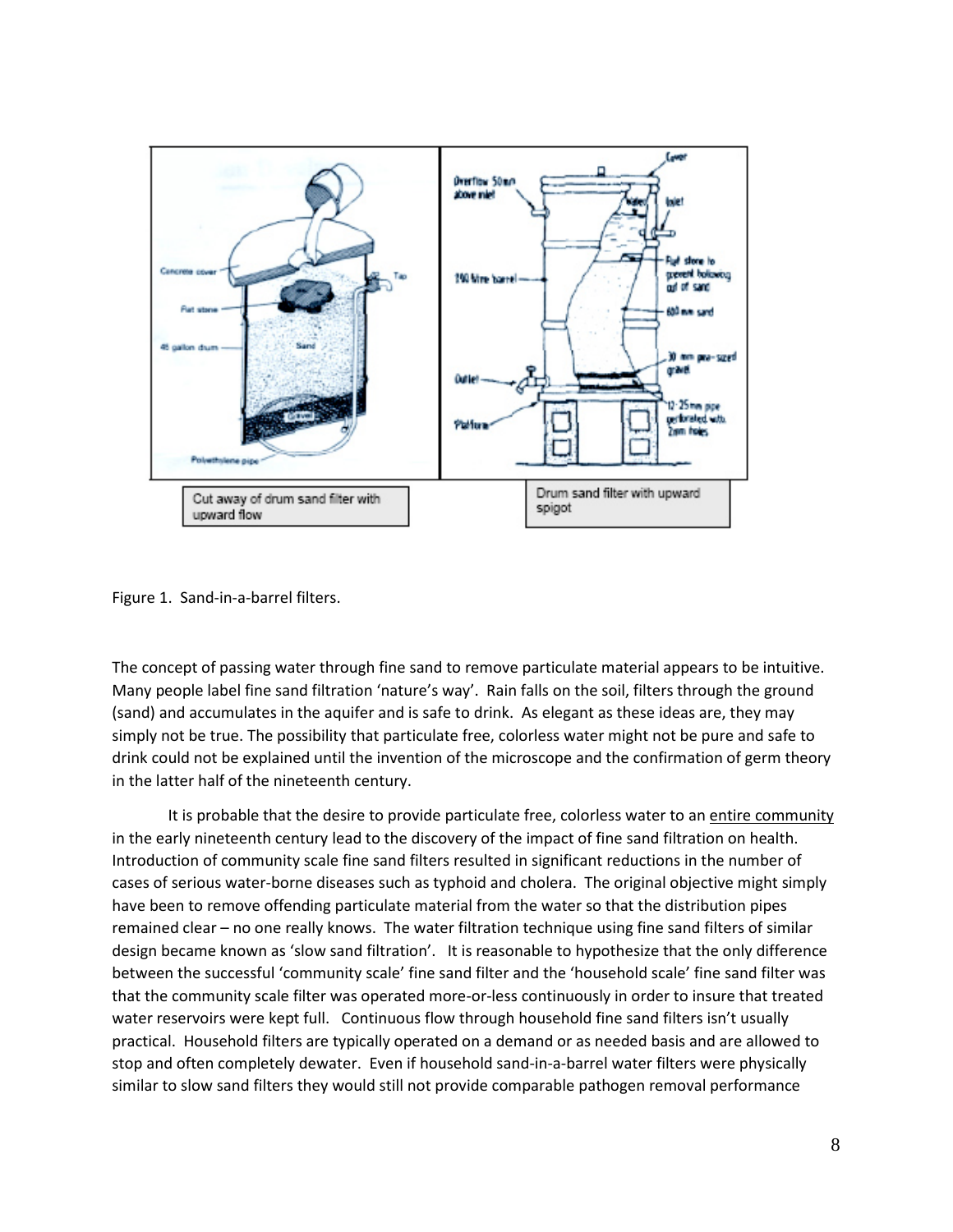Figure 1. Sand-in-a-barrel filters.

The concept of passing water through fine sand to remove particulate material appears to be intuitive. Many people label fine sand filtration 'nature's way'. Rain falls on the soil, filters through the ground (sand) and accumulates in the aquifer and is safe to drink. As elegant as these ideas are, they may simply not be true. The possibility that particulate free, colorless water might not be pure and safe to drink could not be explained until the invention of the microscope and the confirmation of germ theory in the latter half of the nineteenth century.

It is probable that the desire to provide particulate free, colorless water to an entire community in the early nineteenth century lead to the discovery of the impact of fine sand filtration on health. Introduction of community scale fine sand filters resulted in significant reductions in the number of cases of serious water-borne diseases such as typhoid and cholera. The original objective might simply have been to remove offending particulate material from the water so that the distribution pipes remained clear – no one really knows. The water filtration technique using fine sand filters of similar design became known as 'slow sand filtration'. It is reasonable to hypothesize that the only difference between the successful 'community scale' fine sand filter and the 'household scale' fine sand filter was that the community scale filter was operated more-or-less continuously in order to insure that treated water reservoirs were kept full. Continuous flow through household fine sand filters isn't usually practical. Household filters are typically operated on a demand or as needed basis and are allowed to stop and often completely dewater. Even if household sand-in-a-barrel water filters were physically similar to slow sand filters they would still not provide comparable pathogen removal performance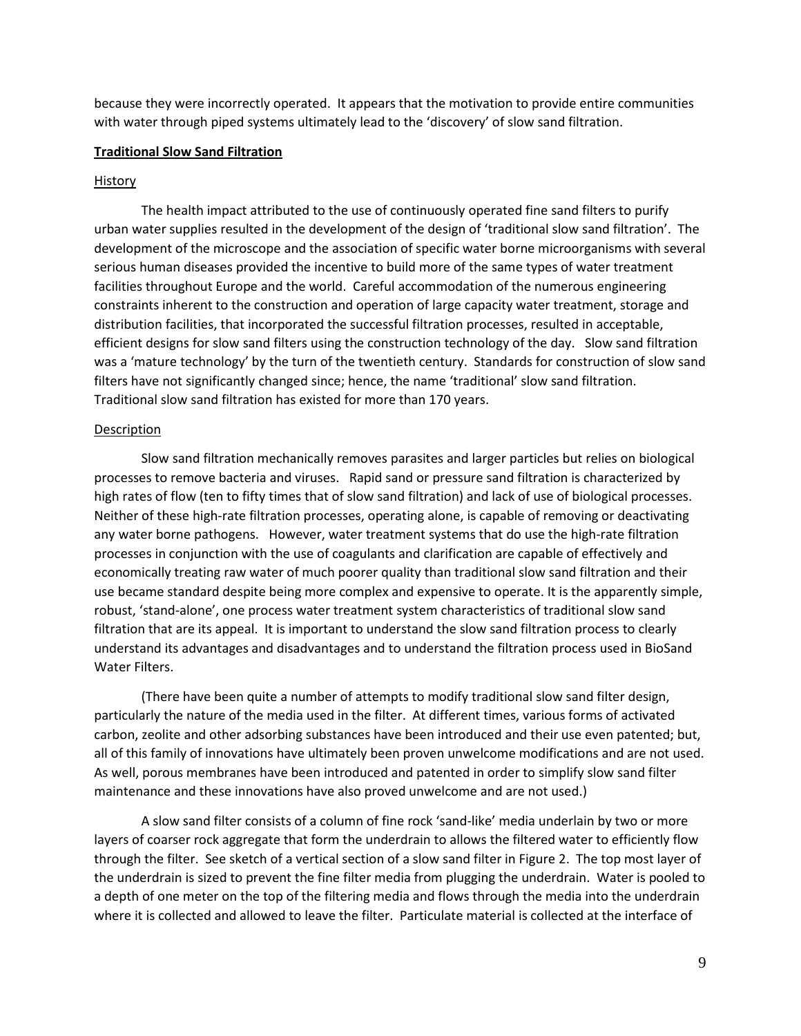because they were incorrectly operated. It appears that the motivation to provide entire communities with water through piped systems ultimately lead to the 'discovery' of slow sand filtration.

## Traditional Slow Sand Filtration

### History

The health impact attributed to the use of continuously operated fine sand filters to purify urban water supplies resulted in the development of the design of 'traditional slow sand filtration'. The development of the microscope and the association of specific water borne microorganisms with several serious human diseases provided the incentive to build more of the same types of water treatment facilities throughout Europe and the world. Careful accommodation of the numerous engineering constraints inherent to the construction and operation of large capacity water treatment, storage and distribution facilities, that incorporated the successful filtration processes, resulted in acceptable, efficient designs for slow sand filters using the construction technology of the day. Slow sand filtration was a 'mature technology' by the turn of the twentieth century. Standards for construction of slow sand filters have not significantly changed since; hence, the name 'traditional' slow sand filtration. Traditional slow sand filtration has existed for more than 170 years.

### Description

Slow sand filtration mechanically removes parasites and larger particles but relies on biological processes to remove bacteria and viruses. Rapid sand or pressure sand filtration is characterized by high rates of flow (ten to fifty times that of slow sand filtration) and lack of use of biological processes. Neither of these high-rate filtration processes, operating alone, is capable of removing or deactivating any water borne pathogens. However, water treatment systems that do use the high-rate filtration processes in conjunction with the use of coagulants and clarification are capable of effectively and economically treating raw water of much poorer quality than traditional slow sand filtration and their use became standard despite being more complex and expensive to operate. It is the apparently simple, robust, 'stand-alone', one process water treatment system characteristics of traditional slow sand filtration that are its appeal. It is important to understand the slow sand filtration process to clearly understand its advantages and disadvantages and to understand the filtration process used in BioSand Water Filters.

(There have been quite a number of attempts to modify traditional slow sand filter design, particularly the nature of the media used in the filter. At different times, various forms of activated carbon, zeolite and other adsorbing substances have been introduced and their use even patented; but, all of this family of innovations have ultimately been proven unwelcome modifications and are not used. As well, porous membranes have been introduced and patented in order to simplify slow sand filter maintenance and these innovations have also proved unwelcome and are not used.)

A slow sand filter consists of a column of fine rock 'sand-like' media underlain by two or more layers of coarser rock aggregate that form the underdrain to allows the filtered water to efficiently flow through the filter. See sketch of a vertical section of a slow sand filter in Figure 2. The top most layer of the underdrain is sized to prevent the fine filter media from plugging the underdrain. Water is pooled to a depth of one meter on the top of the filtering media and flows through the media into the underdrain where it is collected and allowed to leave the filter. Particulate material is collected at the interface of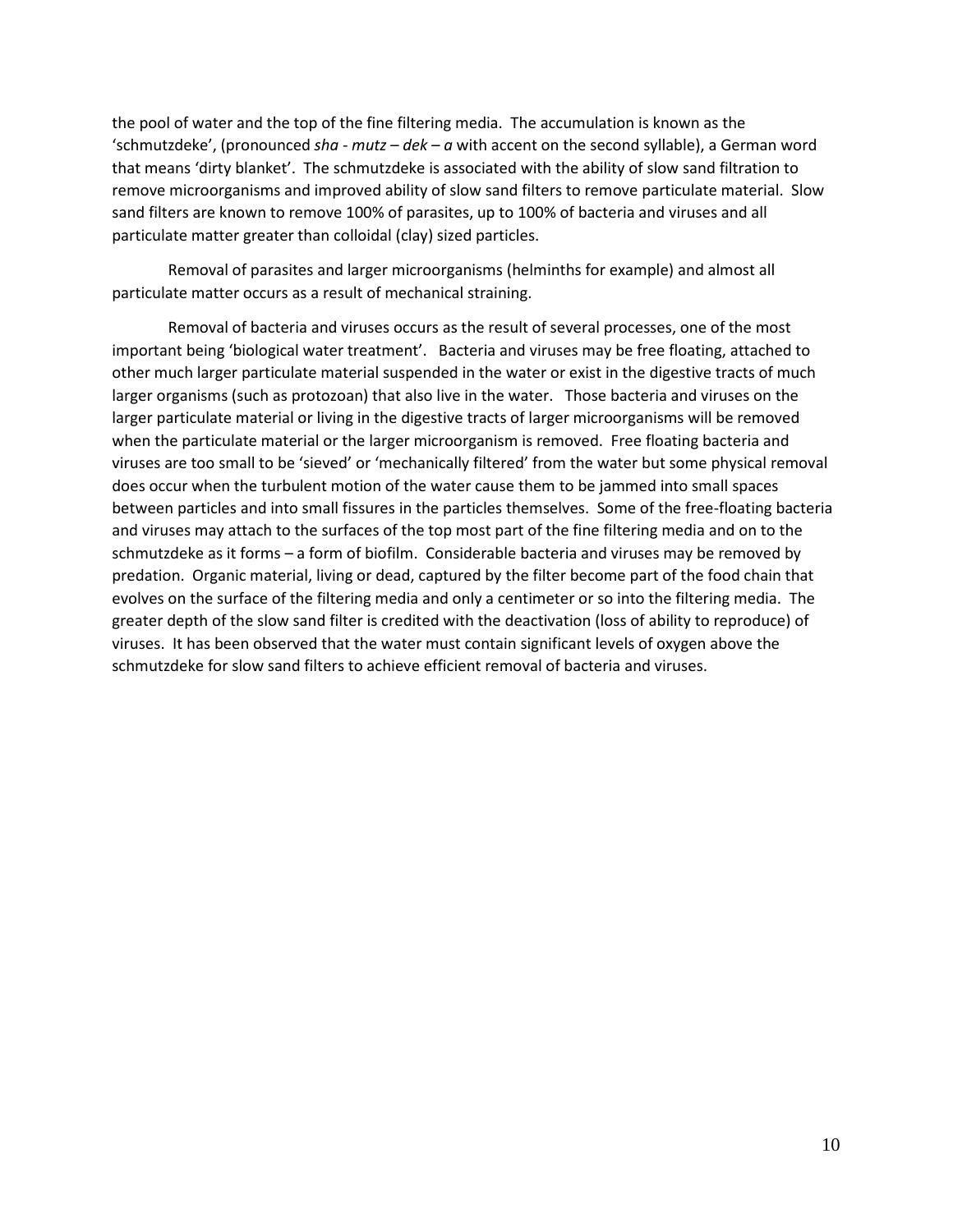the pool of water and the top of the fine filtering media. The accumulation is known as the 'schmutzdeke', (pronounced *sha - mutz – dek – a* with accent on the second syllable), a German word that means 'dirty blanket'. The schmutzdeke is associated with the ability of slow sand filtration to remove microorganisms and improved ability of slow sand filters to remove particulate material. Slow sand filters are known to remove 100% of parasites, up to 100% of bacteria and viruses and all particulate matter greater than colloidal (clay) sized particles.

Removal of parasites and larger microorganisms (helminths for example) and almost all particulate matter occurs as a result of mechanical straining.

Removal of bacteria and viruses occurs as the result of several processes, one of the most important being 'biological water treatment'. Bacteria and viruses may be free floating, attached to other much larger particulate material suspended in the water or exist in the digestive tracts of much larger organisms (such as protozoan) that also live in the water. Those bacteria and viruses on the larger particulate material or living in the digestive tracts of larger microorganisms will be removed when the particulate material or the larger microorganism is removed. Free floating bacteria and viruses are too small to be 'sieved' or 'mechanically filtered' from the water but some physical removal does occur when the turbulent motion of the water cause them to be jammed into small spaces between particles and into small fissures in the particles themselves. Some of the free-floating bacteria and viruses may attach to the surfaces of the top most part of the fine filtering media and on to the schmutzdeke as it forms – a form of biofilm. Considerable bacteria and viruses may be removed by predation. Organic material, living or dead, captured by the filter become part of the food chain that evolves on the surface of the filtering media and only a centimeter or so into the filtering media. The greater depth of the slow sand filter is credited with the deactivation (loss of ability to reproduce) of viruses. It has been observed that the water must contain significant levels of oxygen above the schmutzdeke for slow sand filters to achieve efficient removal of bacteria and viruses.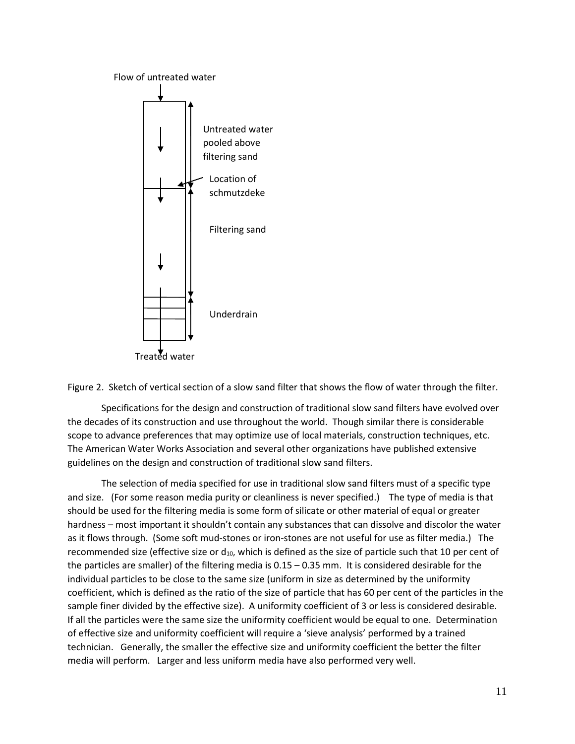Flow of untreated water

Untreated water pooled above filtering sand

Location of schmutzdeke

Filtering sand

Underdrain

Treated water

Figure 2. Sketch of vertical section of a slow sand filter that shows the flow of water through the filter.

Specifications for the design and construction of traditional slow sand filters have evolved over the decades of its construction and use throughout the world. Though similar there is considerable scope to advance preferences that may optimize use of local materials, construction techniques, etc. The American Water Works Association and several other organizations have published extensive guidelines on the design and construction of traditional slow sand filters.

The selection of media specified for use in traditional slow sand filters must of a specific type and size. (For some reason media purity or cleanliness is never specified.) The type of media is that should be used for the filtering media is some form of silicate or other material of equal or greater hardness – most important it shouldn't contain any substances that can dissolve and discolor the water as it flows through. (Some soft mud-stones or iron-stones are not useful for use as filter media.) The recommended size (effective size or $d_{10}$, which is defined as the size of particle such that 10 per cent of the particles are smaller) of the filtering media is 0.15 – 0.35 mm. It is considered desirable for the individual particles to be close to the same size (uniform in size as determined by the uniformity coefficient, which is defined as the ratio of the size of particle that has 60 per cent of the particles in the sample finer divided by the effective size). A uniformity coefficient of 3 or less is considered desirable. If all the particles were the same size the uniformity coefficient would be equal to one. Determination of effective size and uniformity coefficient will require a 'sieve analysis' performed by a trained technician. Generally, the smaller the effective size and uniformity coefficient the better the filter media will perform. Larger and less uniform media have also performed very well.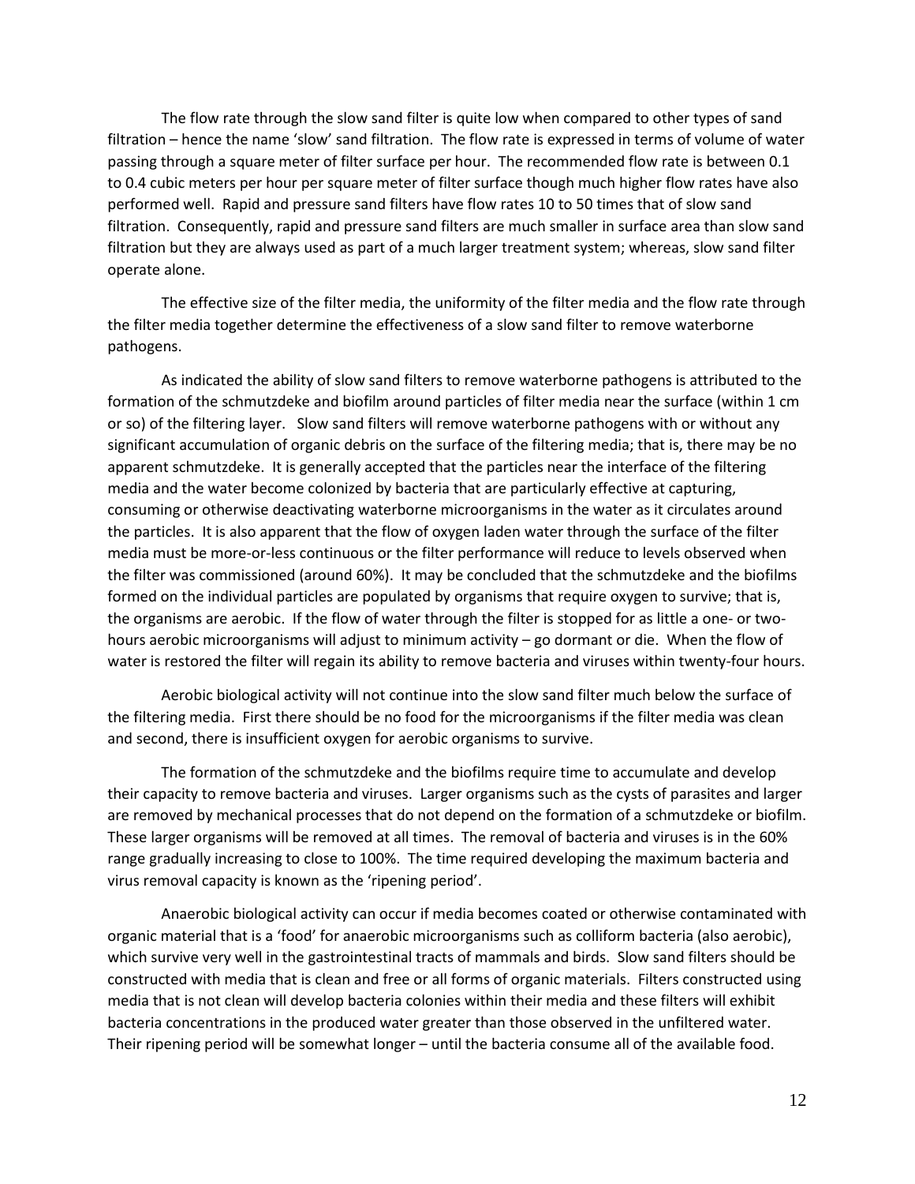The flow rate through the slow sand filter is quite low when compared to other types of sand filtration – hence the name 'slow' sand filtration. The flow rate is expressed in terms of volume of water passing through a square meter of filter surface per hour. The recommended flow rate is between 0.1 to 0.4 cubic meters per hour per square meter of filter surface though much higher flow rates have also performed well. Rapid and pressure sand filters have flow rates 10 to 50 times that of slow sand filtration. Consequently, rapid and pressure sand filters are much smaller in surface area than slow sand filtration but they are always used as part of a much larger treatment system; whereas, slow sand filter operate alone.

The effective size of the filter media, the uniformity of the filter media and the flow rate through the filter media together determine the effectiveness of a slow sand filter to remove waterborne pathogens.

As indicated the ability of slow sand filters to remove waterborne pathogens is attributed to the formation of the schmutzdeke and biofilm around particles of filter media near the surface (within 1 cm or so) of the filtering layer. Slow sand filters will remove waterborne pathogens with or without any significant accumulation of organic debris on the surface of the filtering media; that is, there may be no apparent schmutzdeke. It is generally accepted that the particles near the interface of the filtering media and the water become colonized by bacteria that are particularly effective at capturing, consuming or otherwise deactivating waterborne microorganisms in the water as it circulates around the particles. It is also apparent that the flow of oxygen laden water through the surface of the filter media must be more-or-less continuous or the filter performance will reduce to levels observed when the filter was commissioned (around 60%). It may be concluded that the schmutzdeke and the biofilms formed on the individual particles are populated by organisms that require oxygen to survive; that is, the organisms are aerobic. If the flow of water through the filter is stopped for as little a one- or two-hours aerobic microorganisms will adjust to minimum activity – go dormant or die. When the flow of water is restored the filter will regain its ability to remove bacteria and viruses within twenty-four hours.

Aerobic biological activity will not continue into the slow sand filter much below the surface of the filtering media. First there should be no food for the microorganisms if the filter media was clean and second, there is insufficient oxygen for aerobic organisms to survive.

The formation of the schmutzdeke and the biofilms require time to accumulate and develop their capacity to remove bacteria and viruses. Larger organisms such as the cysts of parasites and larger are removed by mechanical processes that do not depend on the formation of a schmutzdeke or biofilm. These larger organisms will be removed at all times. The removal of bacteria and viruses is in the 60% range gradually increasing to close to 100%. The time required developing the maximum bacteria and virus removal capacity is known as the 'ripening period'.

Anaerobic biological activity can occur if media becomes coated or otherwise contaminated with organic material that is a 'food' for anaerobic microorganisms such as colliform bacteria (also aerobic), which survive very well in the gastrointestinal tracts of mammals and birds. Slow sand filters should be constructed with media that is clean and free or all forms of organic materials. Filters constructed using media that is not clean will develop bacteria colonies within their media and these filters will exhibit bacteria concentrations in the produced water greater than those observed in the unfiltered water. Their ripening period will be somewhat longer – until the bacteria consume all of the available food.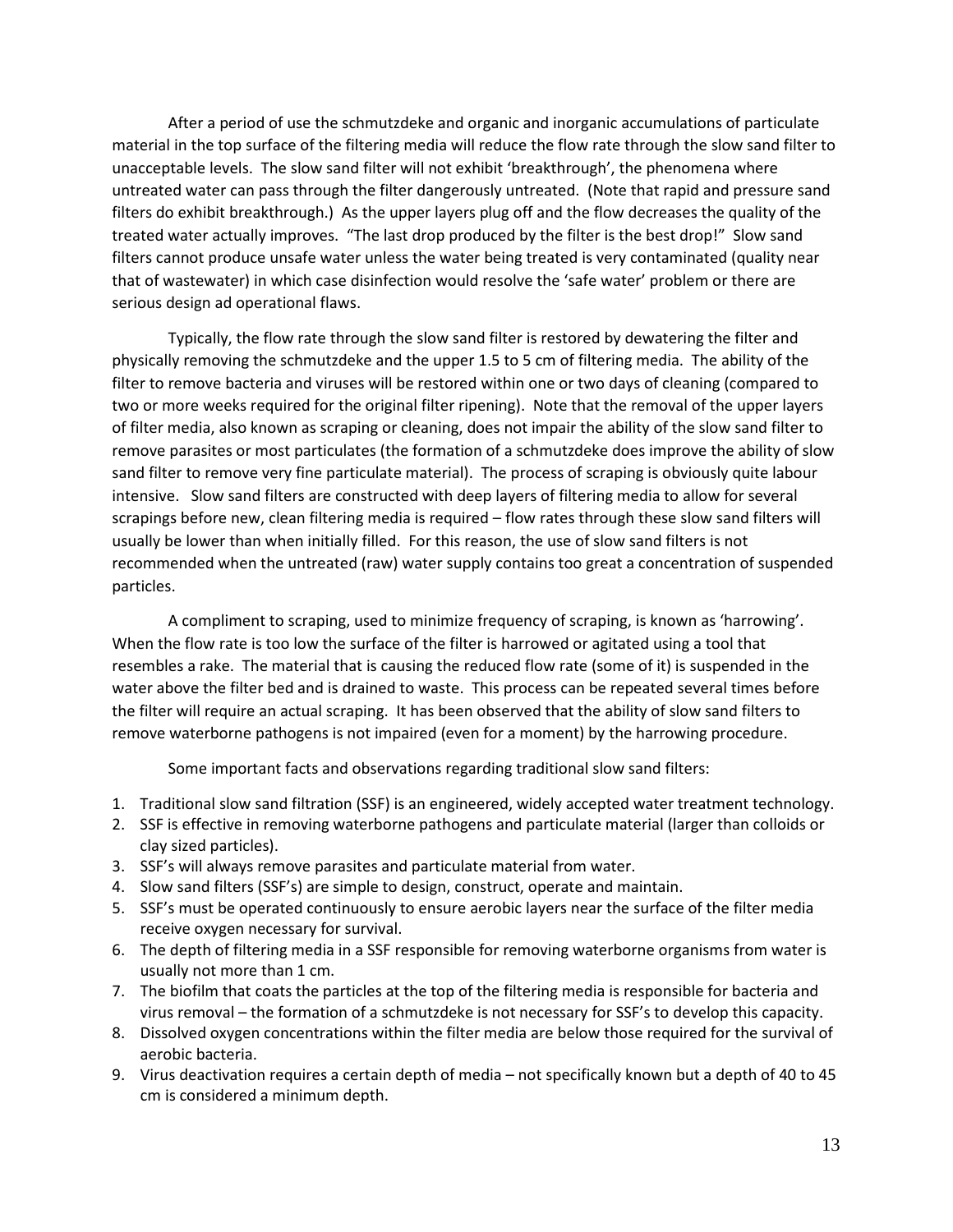After a period of use the schmutzdeke and organic and inorganic accumulations of particulate material in the top surface of the filtering media will reduce the flow rate through the slow sand filter to unacceptable levels. The slow sand filter will not exhibit 'breakthrough', the phenomena where untreated water can pass through the filter dangerously untreated. (Note that rapid and pressure sand filters do exhibit breakthrough.) As the upper layers plug off and the flow decreases the quality of the treated water actually improves. "The last drop produced by the filter is the best drop!" Slow sand filters cannot produce unsafe water unless the water being treated is very contaminated (quality near that of wastewater) in which case disinfection would resolve the 'safe water' problem or there are serious design ad operational flaws.

Typically, the flow rate through the slow sand filter is restored by dewatering the filter and physically removing the schmutzdeke and the upper 1.5 to 5 cm of filtering media. The ability of the filter to remove bacteria and viruses will be restored within one or two days of cleaning (compared to two or more weeks required for the original filter ripening). Note that the removal of the upper layers of filter media, also known as scraping or cleaning, does not impair the ability of the slow sand filter to remove parasites or most particulates (the formation of a schmutzdeke does improve the ability of slow sand filter to remove very fine particulate material). The process of scraping is obviously quite labour intensive. Slow sand filters are constructed with deep layers of filtering media to allow for several scrapings before new, clean filtering media is required – flow rates through these slow sand filters will usually be lower than when initially filled. For this reason, the use of slow sand filters is not recommended when the untreated (raw) water supply contains too great a concentration of suspended particles.

A compliment to scraping, used to minimize frequency of scraping, is known as 'harrowing'. When the flow rate is too low the surface of the filter is harrowed or agitated using a tool that resembles a rake. The material that is causing the reduced flow rate (some of it) is suspended in the water above the filter bed and is drained to waste. This process can be repeated several times before the filter will require an actual scraping. It has been observed that the ability of slow sand filters to remove waterborne pathogens is not impaired (even for a moment) by the harrowing procedure.

Some important facts and observations regarding traditional slow sand filters:

1. Traditional slow sand filtration (SSF) is an engineered, widely accepted water treatment technology.
2. SSF is effective in removing waterborne pathogens and particulate material (larger than colloids or clay sized particles).
3. SSF's will always remove parasites and particulate material from water.
4. Slow sand filters (SSF's) are simple to design, construct, operate and maintain.
5. SSF's must be operated continuously to ensure aerobic layers near the surface of the filter media receive oxygen necessary for survival.
6. The depth of filtering media in a SSF responsible for removing waterborne organisms from water is usually not more than 1 cm.
7. The biofilm that coats the particles at the top of the filtering media is responsible for bacteria and virus removal – the formation of a schmutzdeke is not necessary for SSF's to develop this capacity.
8. Dissolved oxygen concentrations within the filter media are below those required for the survival of aerobic bacteria.
9. Virus deactivation requires a certain depth of media – not specifically known but a depth of 40 to 45 cm is considered a minimum depth.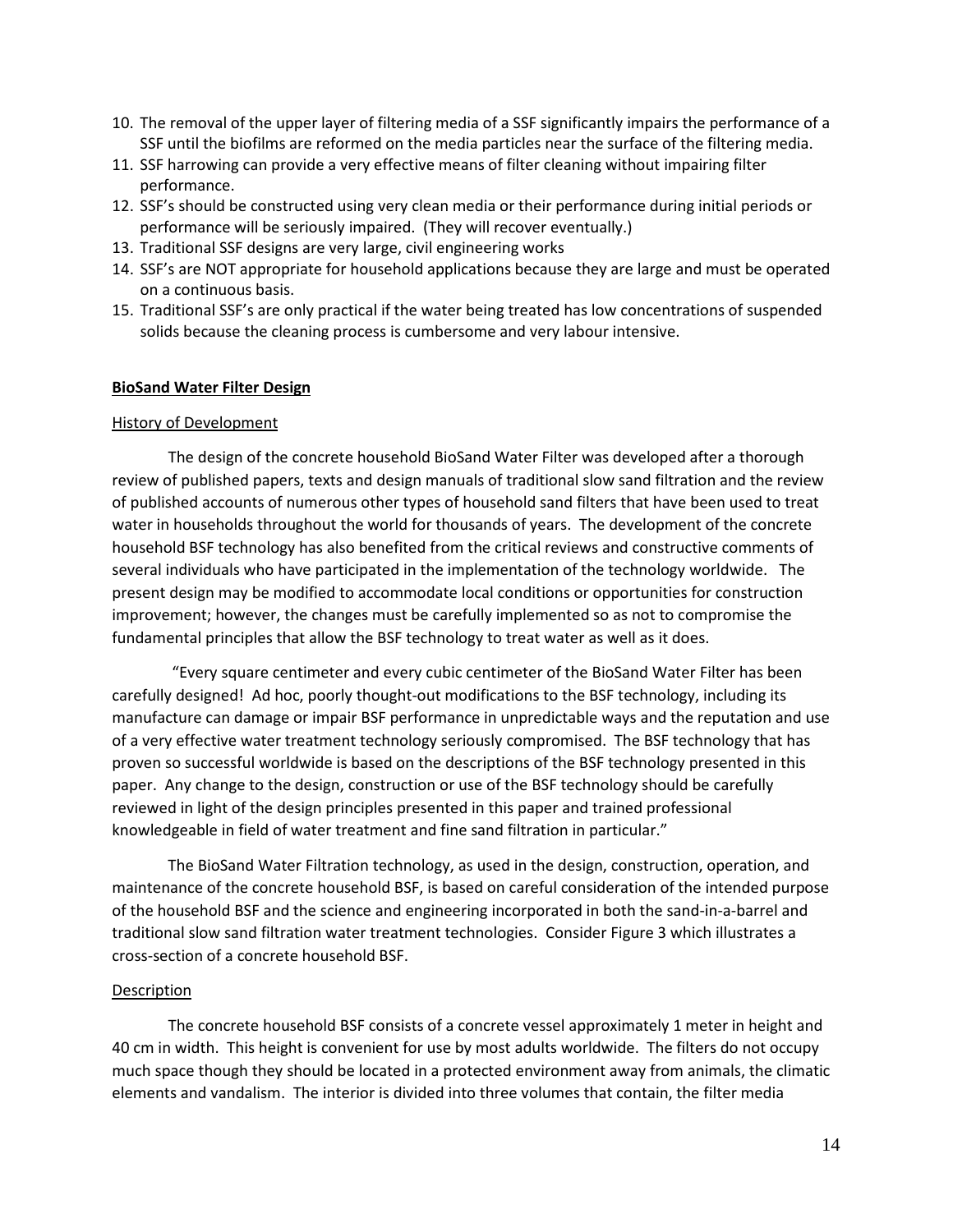10. The removal of the upper layer of filtering media of a SSF significantly impairs the performance of a SSF until the biofilms are reformed on the media particles near the surface of the filtering media.
11. SSF harrowing can provide a very effective means of filter cleaning without impairing filter performance.
12. SSF's should be constructed using very clean media or their performance during initial periods or performance will be seriously impaired. (They will recover eventually.)
13. Traditional SSF designs are very large, civil engineering works
14. SSF's are NOT appropriate for household applications because they are large and must be operated on a continuous basis.
15. Traditional SSF's are only practical if the water being treated has low concentrations of suspended solids because the cleaning process is cumbersome and very labour intensive.

## **BioSand Water Filter Design**

### History of Development

The design of the concrete household BioSand Water Filter was developed after a thorough review of published papers, texts and design manuals of traditional slow sand filtration and the review of published accounts of numerous other types of household sand filters that have been used to treat water in households throughout the world for thousands of years. The development of the concrete household BSF technology has also benefited from the critical reviews and constructive comments of several individuals who have participated in the implementation of the technology worldwide. The present design may be modified to accommodate local conditions or opportunities for construction improvement; however, the changes must be carefully implemented so as not to compromise the fundamental principles that allow the BSF technology to treat water as well as it does.

"Every square centimeter and every cubic centimeter of the BioSand Water Filter has been carefully designed! Ad hoc, poorly thought-out modifications to the BSF technology, including its manufacture can damage or impair BSF performance in unpredictable ways and the reputation and use of a very effective water treatment technology seriously compromised. The BSF technology that has proven so successful worldwide is based on the descriptions of the BSF technology presented in this paper. Any change to the design, construction or use of the BSF technology should be carefully reviewed in light of the design principles presented in this paper and trained professional knowledgeable in field of water treatment and fine sand filtration in particular."

The BioSand Water Filtration technology, as used in the design, construction, operation, and maintenance of the concrete household BSF, is based on careful consideration of the intended purpose of the household BSF and the science and engineering incorporated in both the sand-in-a-barrel and traditional slow sand filtration water treatment technologies. Consider Figure 3 which illustrates a cross-section of a concrete household BSF.

### Description

The concrete household BSF consists of a concrete vessel approximately 1 meter in height and 40 cm in width. This height is convenient for use by most adults worldwide. The filters do not occupy much space though they should be located in a protected environment away from animals, the climatic elements and vandalism. The interior is divided into three volumes that contain, the filter media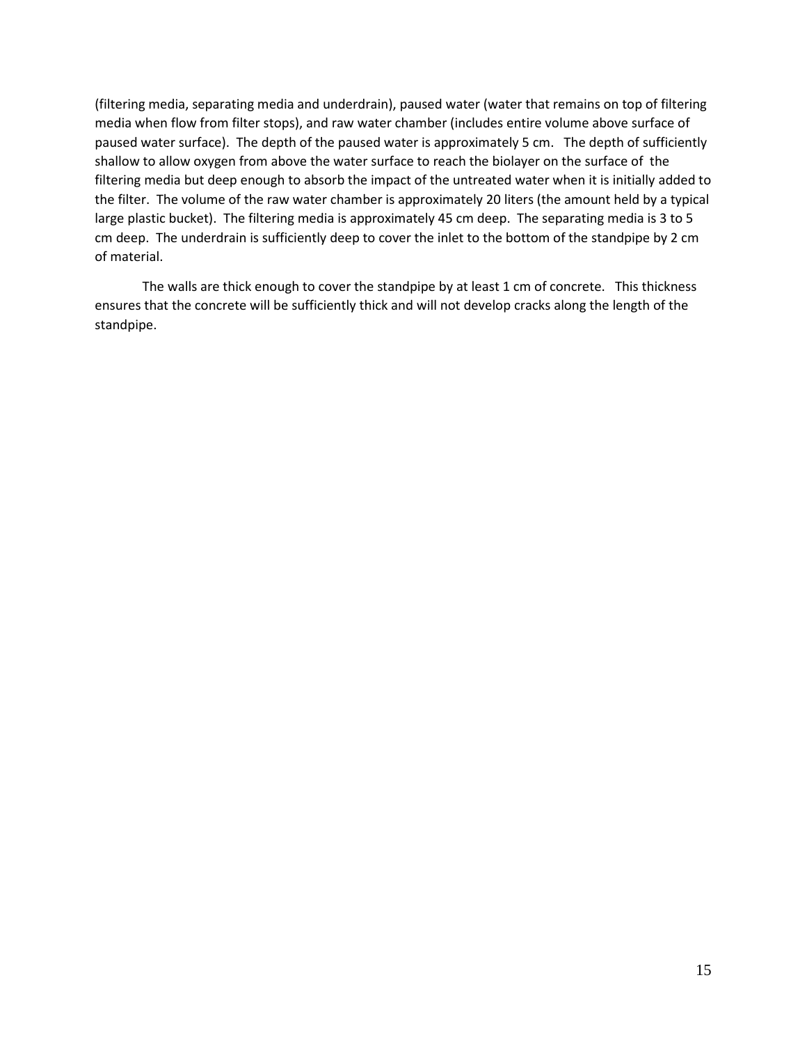(filtering media, separating media and underdrain), paused water (water that remains on top of filtering media when flow from filter stops), and raw water chamber (includes entire volume above surface of paused water surface). The depth of the paused water is approximately 5 cm. The depth of sufficiently shallow to allow oxygen from above the water surface to reach the biolayer on the surface of the filtering media but deep enough to absorb the impact of the untreated water when it is initially added to the filter. The volume of the raw water chamber is approximately 20 liters (the amount held by a typical large plastic bucket). The filtering media is approximately 45 cm deep. The separating media is 3 to 5 cm deep. The underdrain is sufficiently deep to cover the inlet to the bottom of the standpipe by 2 cm of material.

The walls are thick enough to cover the standpipe by at least 1 cm of concrete. This thickness ensures that the concrete will be sufficiently thick and will not develop cracks along the length of the standpipe.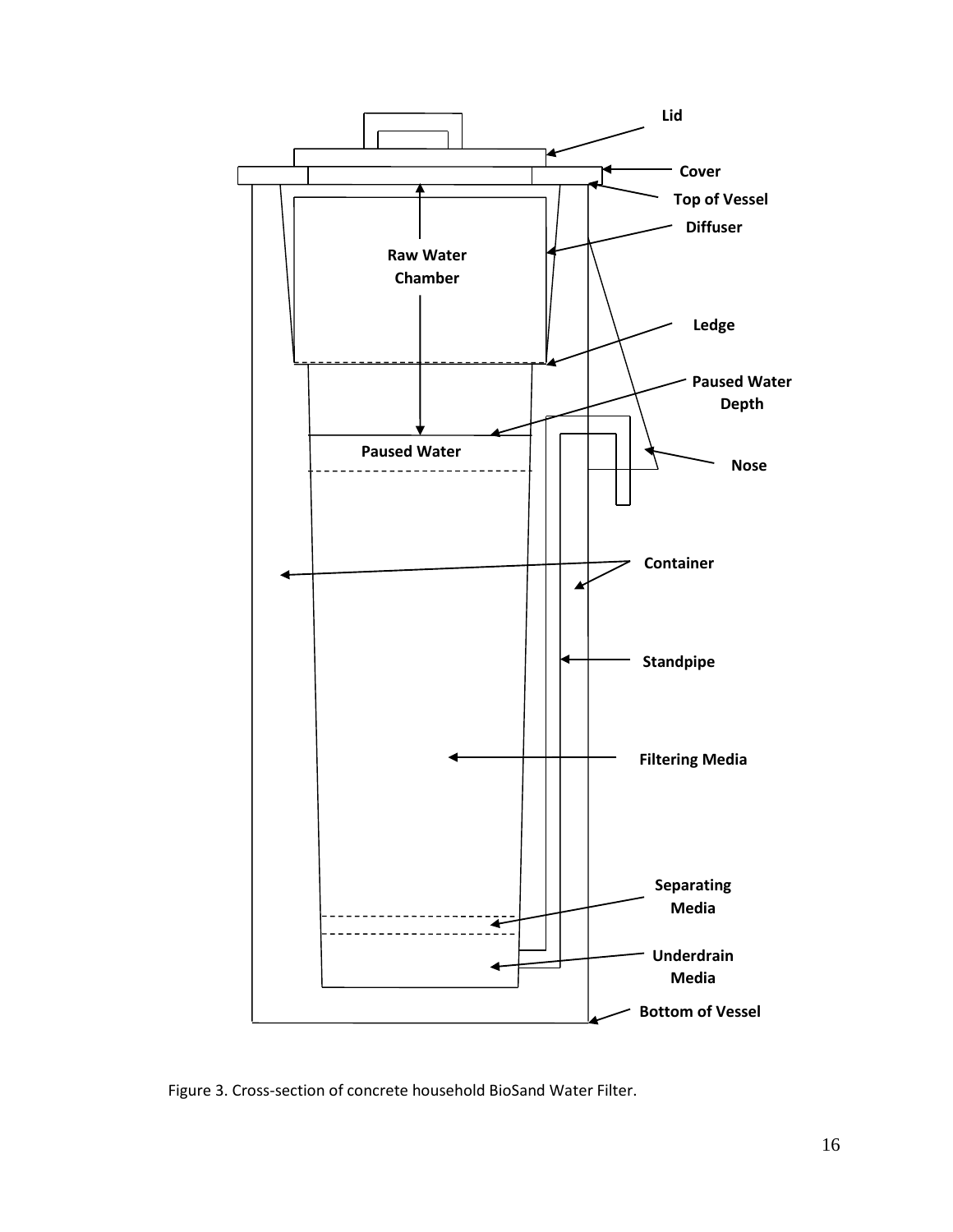Figure 3. Cross-section of concrete household BioSand Water Filter.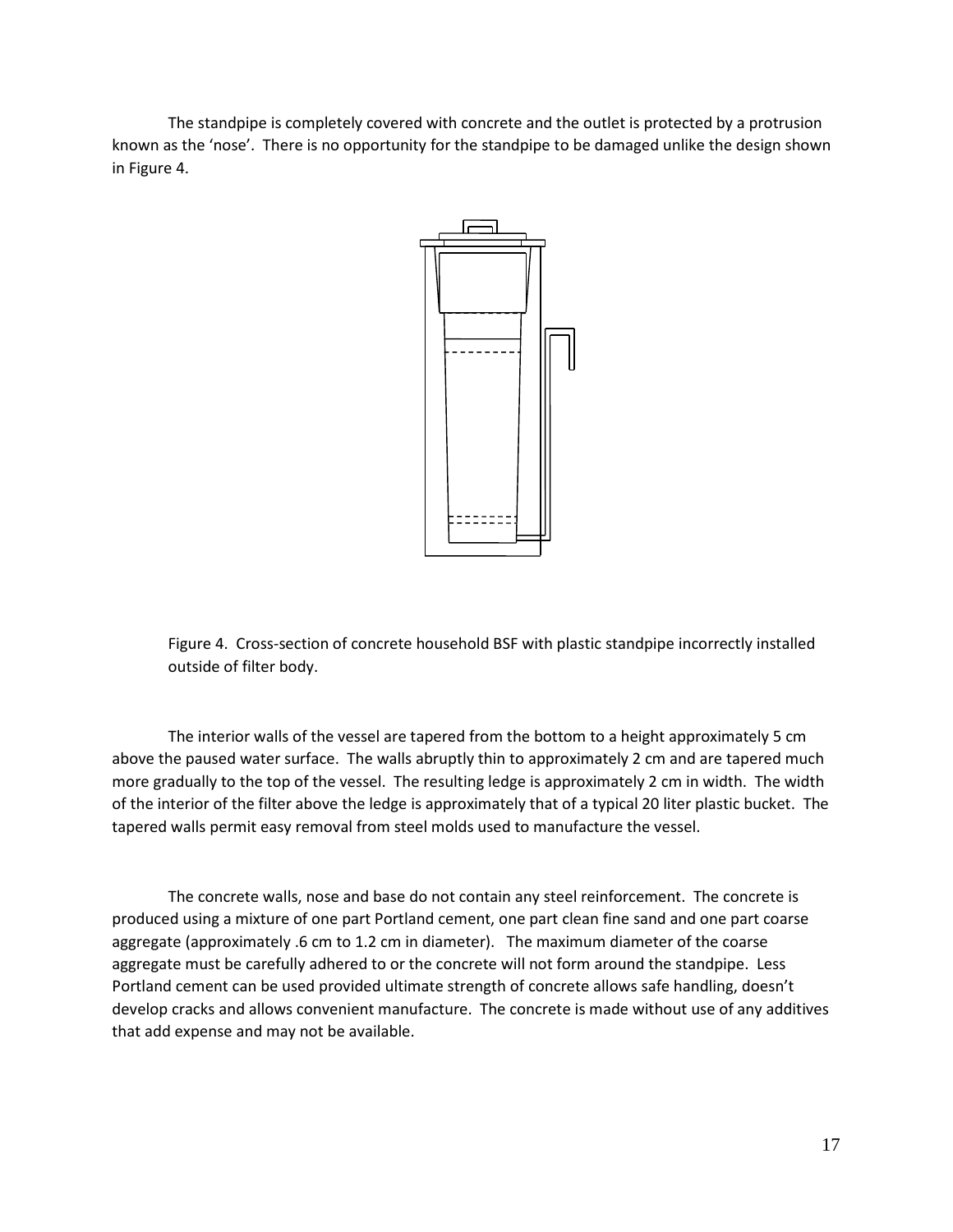The standpipe is completely covered with concrete and the outlet is protected by a protrusion known as the 'nose'. There is no opportunity for the standpipe to be damaged unlike the design shown in Figure 4.

Figure 4. Cross-section of concrete household BSF with plastic standpipe incorrectly installed outside of filter body.

The interior walls of the vessel are tapered from the bottom to a height approximately 5 cm above the paused water surface. The walls abruptly thin to approximately 2 cm and are tapered much more gradually to the top of the vessel. The resulting ledge is approximately 2 cm in width. The width of the interior of the filter above the ledge is approximately that of a typical 20 liter plastic bucket. The tapered walls permit easy removal from steel molds used to manufacture the vessel.

The concrete walls, nose and base do not contain any steel reinforcement. The concrete is produced using a mixture of one part Portland cement, one part clean fine sand and one part coarse aggregate (approximately .6 cm to 1.2 cm in diameter). The maximum diameter of the coarse aggregate must be carefully adhered to or the concrete will not form around the standpipe. Less Portland cement can be used provided ultimate strength of concrete allows safe handling, doesn't develop cracks and allows convenient manufacture. The concrete is made without use of any additives that add expense and may not be available.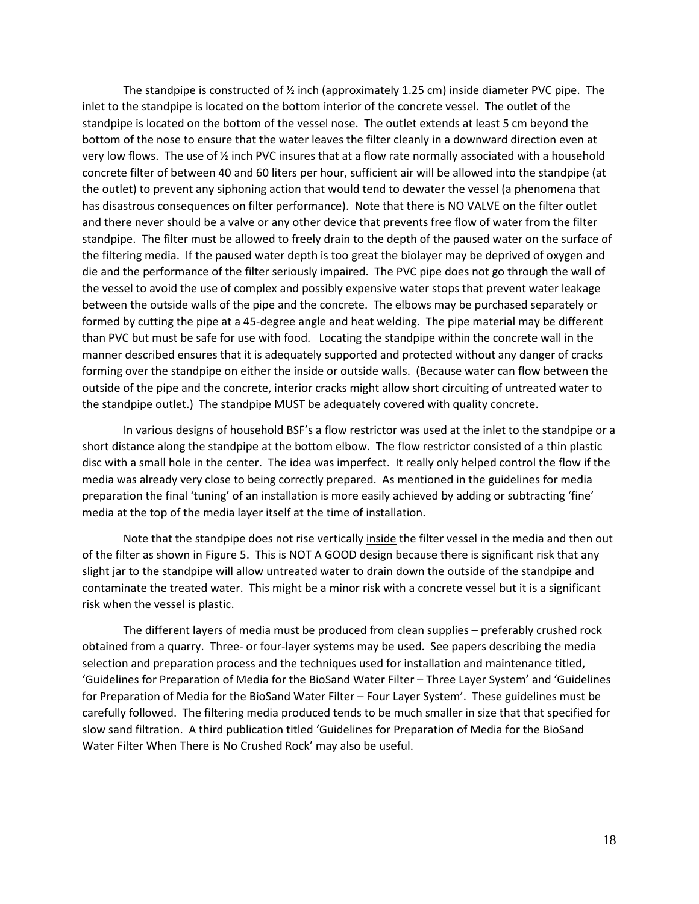The standpipe is constructed of ½ inch (approximately 1.25 cm) inside diameter PVC pipe. The inlet to the standpipe is located on the bottom interior of the concrete vessel. The outlet of the standpipe is located on the bottom of the vessel nose. The outlet extends at least 5 cm beyond the bottom of the nose to ensure that the water leaves the filter cleanly in a downward direction even at very low flows. The use of ½ inch PVC insures that at a flow rate normally associated with a household concrete filter of between 40 and 60 liters per hour, sufficient air will be allowed into the standpipe (at the outlet) to prevent any siphoning action that would tend to dewater the vessel (a phenomena that has disastrous consequences on filter performance). Note that there is NO VALVE on the filter outlet and there never should be a valve or any other device that prevents free flow of water from the filter standpipe. The filter must be allowed to freely drain to the depth of the paused water on the surface of the filtering media. If the paused water depth is too great the biolayer may be deprived of oxygen and die and the performance of the filter seriously impaired. The PVC pipe does not go through the wall of the vessel to avoid the use of complex and possibly expensive water stops that prevent water leakage between the outside walls of the pipe and the concrete. The elbows may be purchased separately or formed by cutting the pipe at a 45-degree angle and heat welding. The pipe material may be different than PVC but must be safe for use with food. Locating the standpipe within the concrete wall in the manner described ensures that it is adequately supported and protected without any danger of cracks forming over the standpipe on either the inside or outside walls. (Because water can flow between the outside of the pipe and the concrete, interior cracks might allow short circuiting of untreated water to the standpipe outlet.) The standpipe MUST be adequately covered with quality concrete.

In various designs of household BSF's a flow restrictor was used at the inlet to the standpipe or a short distance along the standpipe at the bottom elbow. The flow restrictor consisted of a thin plastic disc with a small hole in the center. The idea was imperfect. It really only helped control the flow if the media was already very close to being correctly prepared. As mentioned in the guidelines for media preparation the final 'tuning' of an installation is more easily achieved by adding or subtracting 'fine' media at the top of the media layer itself at the time of installation.

Note that the standpipe does not rise vertically <u>inside</u> the filter vessel in the media and then out of the filter as shown in Figure 5. This is NOT A GOOD design because there is significant risk that any slight jar to the standpipe will allow untreated water to drain down the outside of the standpipe and contaminate the treated water. This might be a minor risk with a concrete vessel but it is a significant risk when the vessel is plastic.

The different layers of media must be produced from clean supplies – preferably crushed rock obtained from a quarry. Three- or four-layer systems may be used. See papers describing the media selection and preparation process and the techniques used for installation and maintenance titled, 'Guidelines for Preparation of Media for the BioSand Water Filter – Three Layer System' and 'Guidelines for Preparation of Media for the BioSand Water Filter – Four Layer System'. These guidelines must be carefully followed. The filtering media produced tends to be much smaller in size that that specified for slow sand filtration. A third publication titled 'Guidelines for Preparation of Media for the BioSand Water Filter When There is No Crushed Rock' may also be useful.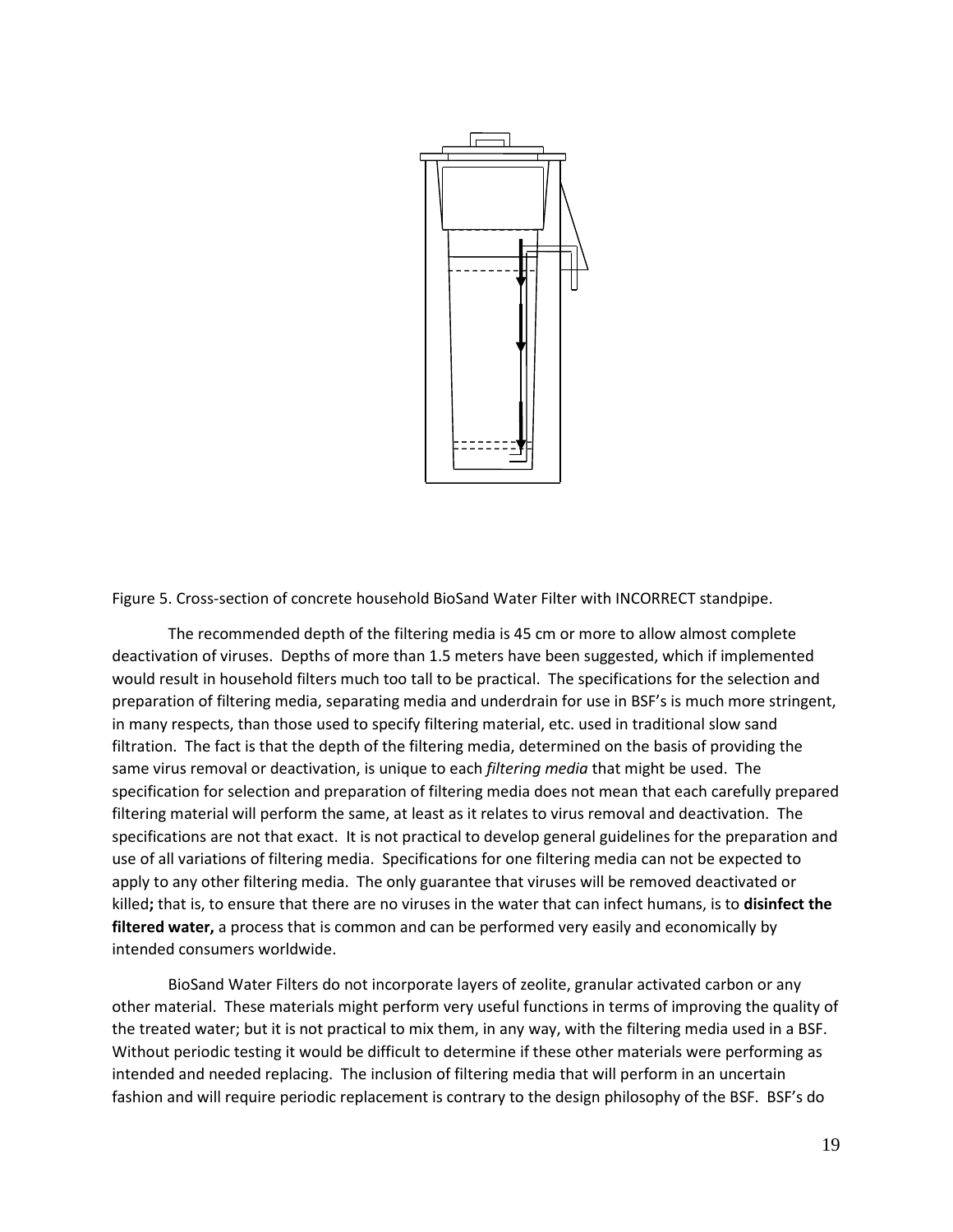Figure 5. Cross-section of concrete household BioSand Water Filter with INCORRECT standpipe.

The recommended depth of the filtering media is 45 cm or more to allow almost complete deactivation of viruses. Depths of more than 1.5 meters have been suggested, which if implemented would result in household filters much too tall to be practical. The specifications for the selection and preparation of filtering media, separating media and underdrain for use in BSF's is much more stringent, in many respects, than those used to specify filtering material, etc. used in traditional slow sand filtration. The fact is that the depth of the filtering media, determined on the basis of providing the same virus removal or deactivation, is unique to each *filtering media* that might be used. The specification for selection and preparation of filtering media does not mean that each carefully prepared filtering material will perform the same, at least as it relates to virus removal and deactivation. The specifications are not that exact. It is not practical to develop general guidelines for the preparation and use of all variations of filtering media. Specifications for one filtering media can not be expected to apply to any other filtering media. The only guarantee that viruses will be removed deactivated or killed**;** that is, to ensure that there are no viruses in the water that can infect humans, is to **disinfect the filtered water,** a process that is common and can be performed very easily and economically by intended consumers worldwide.

BioSand Water Filters do not incorporate layers of zeolite, granular activated carbon or any other material. These materials might perform very useful functions in terms of improving the quality of the treated water; but it is not practical to mix them, in any way, with the filtering media used in a BSF. Without periodic testing it would be difficult to determine if these other materials were performing as intended and needed replacing. The inclusion of filtering media that will perform in an uncertain fashion and will require periodic replacement is contrary to the design philosophy of the BSF. BSF's do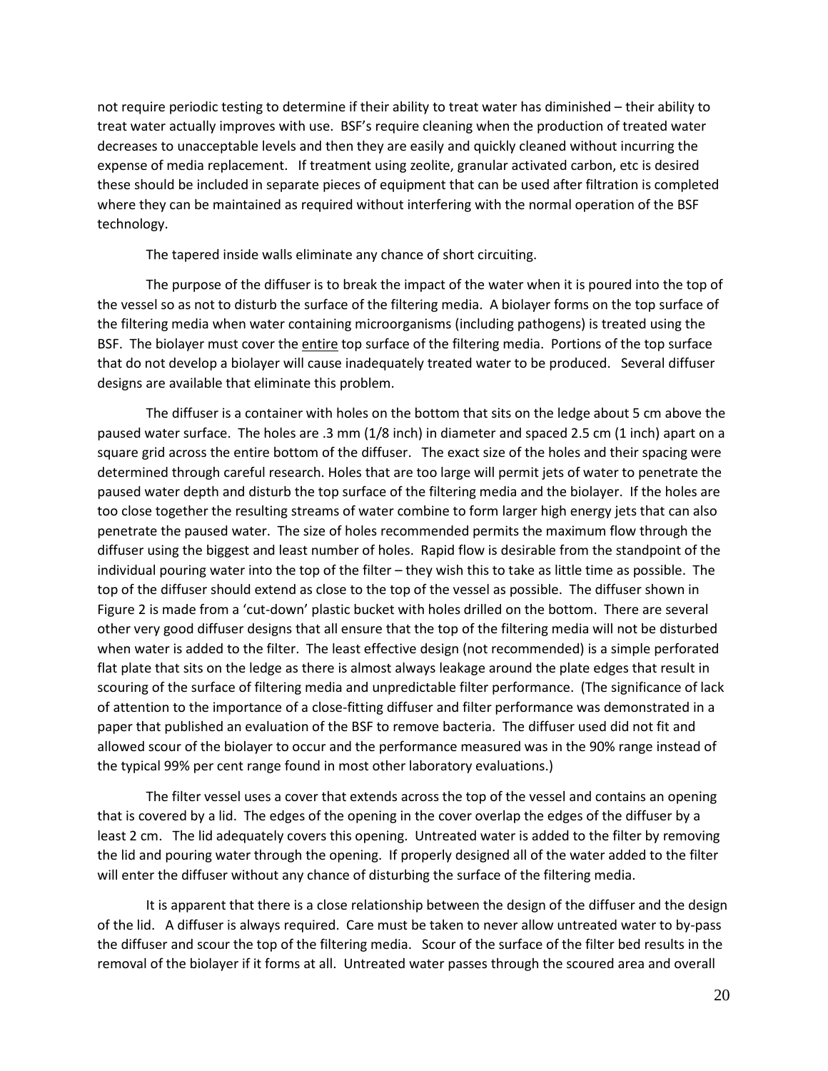not require periodic testing to determine if their ability to treat water has diminished – their ability to treat water actually improves with use. BSF's require cleaning when the production of treated water decreases to unacceptable levels and then they are easily and quickly cleaned without incurring the expense of media replacement. If treatment using zeolite, granular activated carbon, etc is desired these should be included in separate pieces of equipment that can be used after filtration is completed where they can be maintained as required without interfering with the normal operation of the BSF technology.

The tapered inside walls eliminate any chance of short circuiting.

The purpose of the diffuser is to break the impact of the water when it is poured into the top of the vessel so as not to disturb the surface of the filtering media. A biolayer forms on the top surface of the filtering media when water containing microorganisms (including pathogens) is treated using the BSF. The biolayer must cover the <u>entire</u> top surface of the filtering media. Portions of the top surface that do not develop a biolayer will cause inadequately treated water to be produced. Several diffuser designs are available that eliminate this problem.

The diffuser is a container with holes on the bottom that sits on the ledge about 5 cm above the paused water surface. The holes are .3 mm (1/8 inch) in diameter and spaced 2.5 cm (1 inch) apart on a square grid across the entire bottom of the diffuser. The exact size of the holes and their spacing were determined through careful research. Holes that are too large will permit jets of water to penetrate the paused water depth and disturb the top surface of the filtering media and the biolayer. If the holes are too close together the resulting streams of water combine to form larger high energy jets that can also penetrate the paused water. The size of holes recommended permits the maximum flow through the diffuser using the biggest and least number of holes. Rapid flow is desirable from the standpoint of the individual pouring water into the top of the filter – they wish this to take as little time as possible. The top of the diffuser should extend as close to the top of the vessel as possible. The diffuser shown in Figure 2 is made from a 'cut-down' plastic bucket with holes drilled on the bottom. There are several other very good diffuser designs that all ensure that the top of the filtering media will not be disturbed when water is added to the filter. The least effective design (not recommended) is a simple perforated flat plate that sits on the ledge as there is almost always leakage around the plate edges that result in scouring of the surface of filtering media and unpredictable filter performance. (The significance of lack of attention to the importance of a close-fitting diffuser and filter performance was demonstrated in a paper that published an evaluation of the BSF to remove bacteria. The diffuser used did not fit and allowed scour of the biolayer to occur and the performance measured was in the 90% range instead of the typical 99% per cent range found in most other laboratory evaluations.)

The filter vessel uses a cover that extends across the top of the vessel and contains an opening that is covered by a lid. The edges of the opening in the cover overlap the edges of the diffuser by a least 2 cm. The lid adequately covers this opening. Untreated water is added to the filter by removing the lid and pouring water through the opening. If properly designed all of the water added to the filter will enter the diffuser without any chance of disturbing the surface of the filtering media.

It is apparent that there is a close relationship between the design of the diffuser and the design of the lid. A diffuser is always required. Care must be taken to never allow untreated water to by-pass the diffuser and scour the top of the filtering media. Scour of the surface of the filter bed results in the removal of the biolayer if it forms at all. Untreated water passes through the scoured area and overall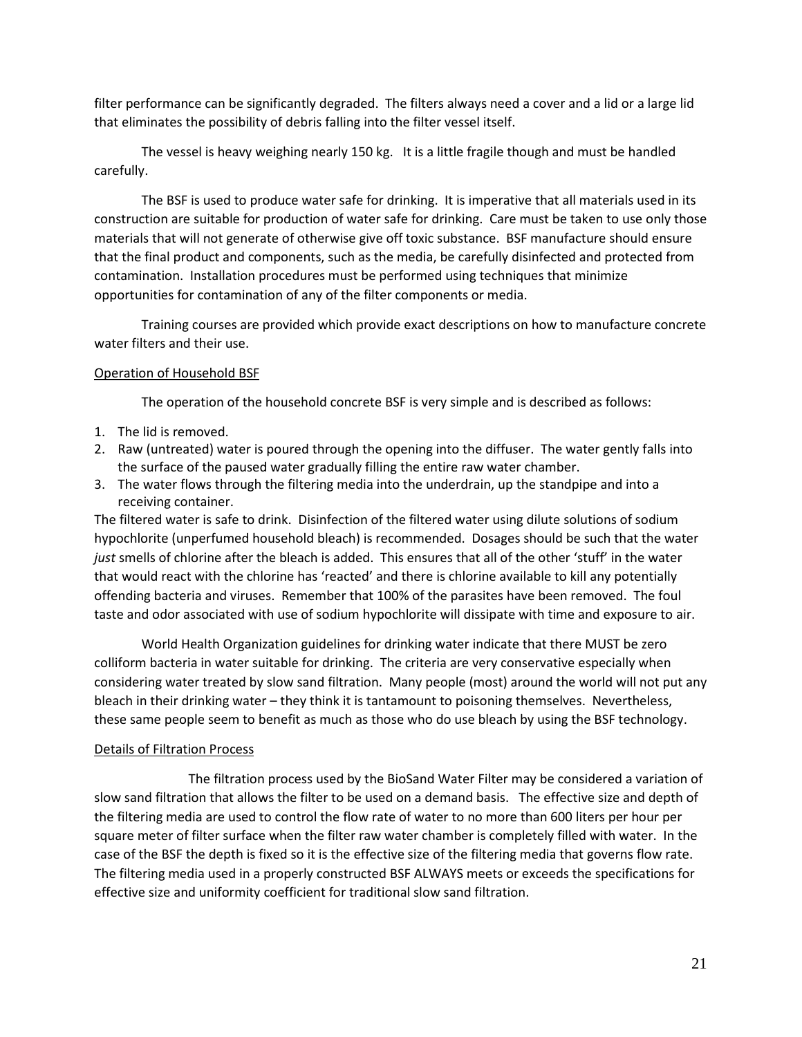filter performance can be significantly degraded. The filters always need a cover and a lid or a large lid that eliminates the possibility of debris falling into the filter vessel itself.

The vessel is heavy weighing nearly 150 kg. It is a little fragile though and must be handled carefully.

The BSF is used to produce water safe for drinking. It is imperative that all materials used in its construction are suitable for production of water safe for drinking. Care must be taken to use only those materials that will not generate of otherwise give off toxic substance. BSF manufacture should ensure that the final product and components, such as the media, be carefully disinfected and protected from contamination. Installation procedures must be performed using techniques that minimize opportunities for contamination of any of the filter components or media.

Training courses are provided which provide exact descriptions on how to manufacture concrete water filters and their use.

## Operation of Household BSF

The operation of the household concrete BSF is very simple and is described as follows:

1. The lid is removed.
2. Raw (untreated) water is poured through the opening into the diffuser. The water gently falls into the surface of the paused water gradually filling the entire raw water chamber.
3. The water flows through the filtering media into the underdrain, up the standpipe and into a receiving container.

The filtered water is safe to drink. Disinfection of the filtered water using dilute solutions of sodium hypochlorite (unperfumed household bleach) is recommended. Dosages should be such that the water *just* smells of chlorine after the bleach is added. This ensures that all of the other 'stuff' in the water that would react with the chlorine has 'reacted' and there is chlorine available to kill any potentially offending bacteria and viruses. Remember that 100% of the parasites have been removed. The foul taste and odor associated with use of sodium hypochlorite will dissipate with time and exposure to air.

World Health Organization guidelines for drinking water indicate that there MUST be zero colliform bacteria in water suitable for drinking. The criteria are very conservative especially when considering water treated by slow sand filtration. Many people (most) around the world will not put any bleach in their drinking water – they think it is tantamount to poisoning themselves. Nevertheless, these same people seem to benefit as much as those who do use bleach by using the BSF technology.

## Details of Filtration Process

The filtration process used by the BioSand Water Filter may be considered a variation of slow sand filtration that allows the filter to be used on a demand basis. The effective size and depth of the filtering media are used to control the flow rate of water to no more than 600 liters per hour per square meter of filter surface when the filter raw water chamber is completely filled with water. In the case of the BSF the depth is fixed so it is the effective size of the filtering media that governs flow rate. The filtering media used in a properly constructed BSF ALWAYS meets or exceeds the specifications for effective size and uniformity coefficient for traditional slow sand filtration.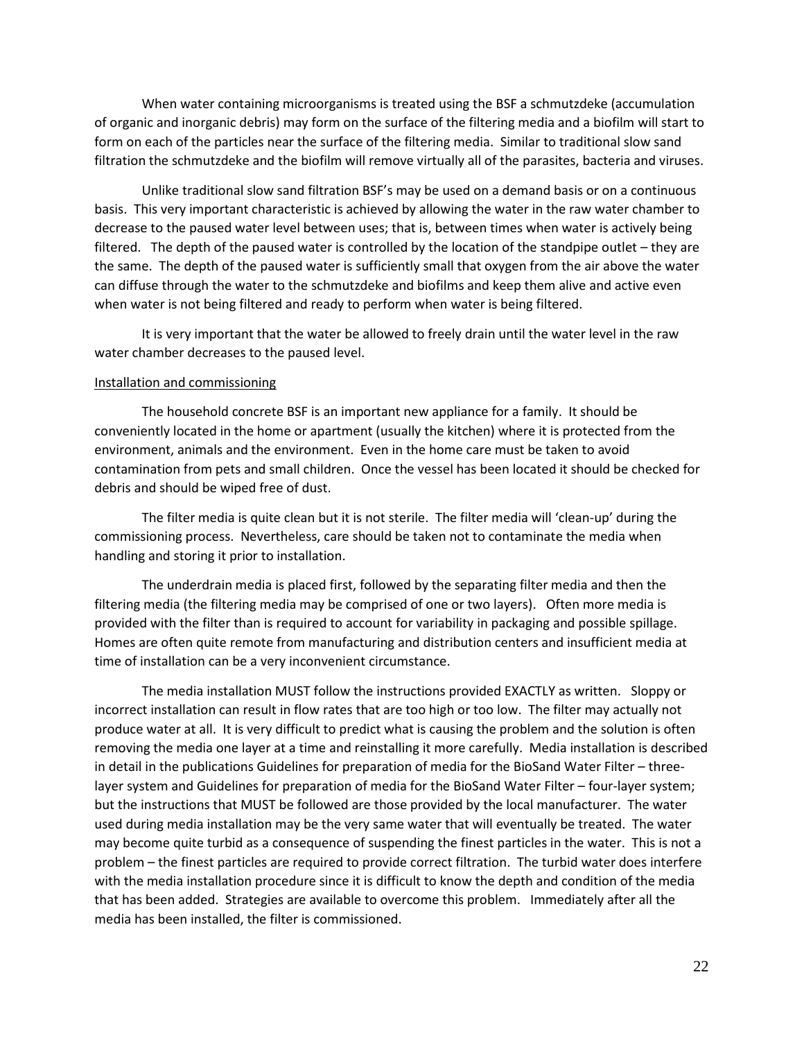When water containing microorganisms is treated using the BSF a schmutzdeke (accumulation of organic and inorganic debris) may form on the surface of the filtering media and a biofilm will start to form on each of the particles near the surface of the filtering media. Similar to traditional slow sand filtration the schmutzdeke and the biofilm will remove virtually all of the parasites, bacteria and viruses.

Unlike traditional slow sand filtration BSF's may be used on a demand basis or on a continuous basis. This very important characteristic is achieved by allowing the water in the raw water chamber to decrease to the paused water level between uses; that is, between times when water is actively being filtered. The depth of the paused water is controlled by the location of the standpipe outlet – they are the same. The depth of the paused water is sufficiently small that oxygen from the air above the water can diffuse through the water to the schmutzdeke and biofilms and keep them alive and active even when water is not being filtered and ready to perform when water is being filtered.

It is very important that the water be allowed to freely drain until the water level in the raw water chamber decreases to the paused level.

<u>Installation and commissioning</u>

The household concrete BSF is an important new appliance for a family. It should be conveniently located in the home or apartment (usually the kitchen) where it is protected from the environment, animals and the environment. Even in the home care must be taken to avoid contamination from pets and small children. Once the vessel has been located it should be checked for debris and should be wiped free of dust.

The filter media is quite clean but it is not sterile. The filter media will 'clean-up' during the commissioning process. Nevertheless, care should be taken not to contaminate the media when handling and storing it prior to installation.

The underdrain media is placed first, followed by the separating filter media and then the filtering media (the filtering media may be comprised of one or two layers). Often more media is provided with the filter than is required to account for variability in packaging and possible spillage. Homes are often quite remote from manufacturing and distribution centers and insufficient media at time of installation can be a very inconvenient circumstance.

The media installation MUST follow the instructions provided EXACTLY as written. Sloppy or incorrect installation can result in flow rates that are too high or too low. The filter may actually not produce water at all. It is very difficult to predict what is causing the problem and the solution is often removing the media one layer at a time and reinstalling it more carefully. Media installation is described in detail in the publications Guidelines for preparation of media for the BioSand Water Filter – three-layer system and Guidelines for preparation of media for the BioSand Water Filter – four-layer system; but the instructions that MUST be followed are those provided by the local manufacturer. The water used during media installation may be the very same water that will eventually be treated. The water may become quite turbid as a consequence of suspending the finest particles in the water. This is not a problem – the finest particles are required to provide correct filtration. The turbid water does interfere with the media installation procedure since it is difficult to know the depth and condition of the media that has been added. Strategies are available to overcome this problem. Immediately after all the media has been installed, the filter is commissioned.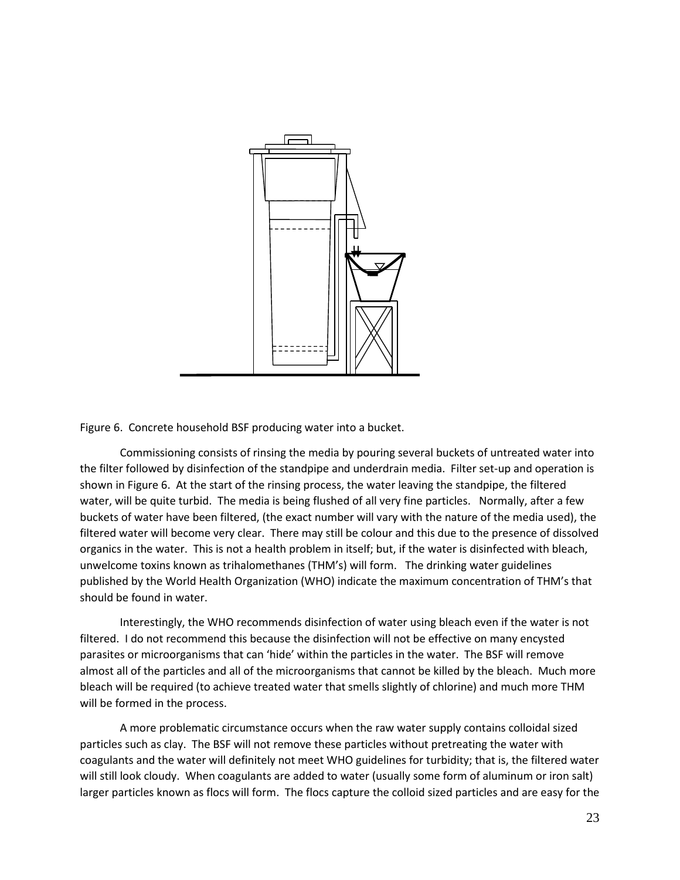Figure 6. Concrete household BSF producing water into a bucket.

Commissioning consists of rinsing the media by pouring several buckets of untreated water into the filter followed by disinfection of the standpipe and underdrain media. Filter set-up and operation is shown in Figure 6. At the start of the rinsing process, the water leaving the standpipe, the filtered water, will be quite turbid. The media is being flushed of all very fine particles. Normally, after a few buckets of water have been filtered, (the exact number will vary with the nature of the media used), the filtered water will become very clear. There may still be colour and this due to the presence of dissolved organics in the water. This is not a health problem in itself; but, if the water is disinfected with bleach, unwelcome toxins known as trihalomethanes (THM's) will form. The drinking water guidelines published by the World Health Organization (WHO) indicate the maximum concentration of THM's that should be found in water.

Interestingly, the WHO recommends disinfection of water using bleach even if the water is not filtered. I do not recommend this because the disinfection will not be effective on many encysted parasites or microorganisms that can 'hide' within the particles in the water. The BSF will remove almost all of the particles and all of the microorganisms that cannot be killed by the bleach. Much more bleach will be required (to achieve treated water that smells slightly of chlorine) and much more THM will be formed in the process.

A more problematic circumstance occurs when the raw water supply contains colloidal sized particles such as clay. The BSF will not remove these particles without pretreating the water with coagulants and the water will definitely not meet WHO guidelines for turbidity; that is, the filtered water will still look cloudy. When coagulants are added to water (usually some form of aluminum or iron salt) larger particles known as flocs will form. The flocs capture the colloid sized particles and are easy for the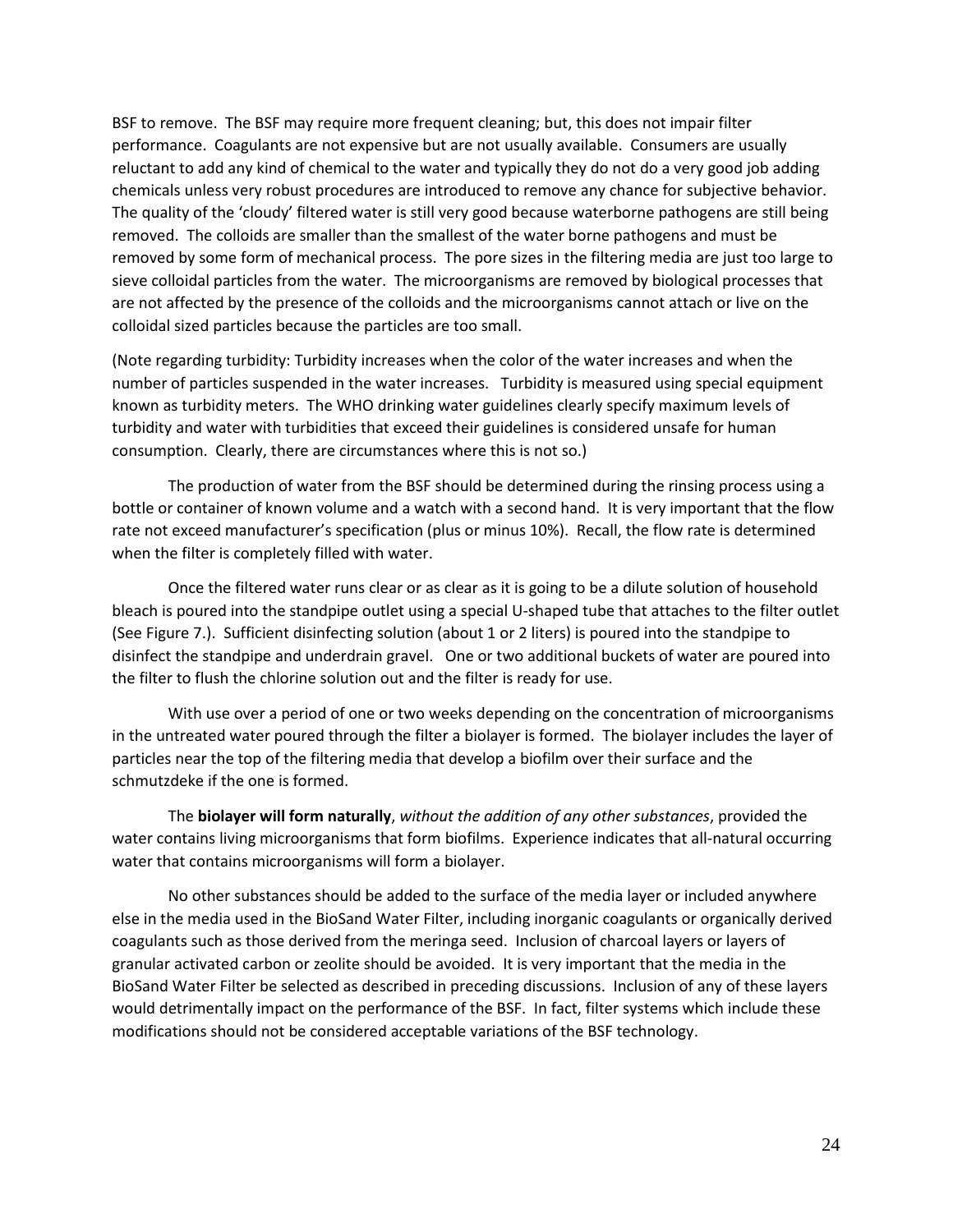BSF to remove. The BSF may require more frequent cleaning; but, this does not impair filter performance. Coagulants are not expensive but are not usually available. Consumers are usually reluctant to add any kind of chemical to the water and typically they do not do a very good job adding chemicals unless very robust procedures are introduced to remove any chance for subjective behavior. The quality of the 'cloudy' filtered water is still very good because waterborne pathogens are still being removed. The colloids are smaller than the smallest of the water borne pathogens and must be removed by some form of mechanical process. The pore sizes in the filtering media are just too large to sieve colloidal particles from the water. The microorganisms are removed by biological processes that are not affected by the presence of the colloids and the microorganisms cannot attach or live on the colloidal sized particles because the particles are too small.

(Note regarding turbidity: Turbidity increases when the color of the water increases and when the number of particles suspended in the water increases. Turbidity is measured using special equipment known as turbidity meters. The WHO drinking water guidelines clearly specify maximum levels of turbidity and water with turbidities that exceed their guidelines is considered unsafe for human consumption. Clearly, there are circumstances where this is not so.)

The production of water from the BSF should be determined during the rinsing process using a bottle or container of known volume and a watch with a second hand. It is very important that the flow rate not exceed manufacturer's specification (plus or minus 10%). Recall, the flow rate is determined when the filter is completely filled with water.

Once the filtered water runs clear or as clear as it is going to be a dilute solution of household bleach is poured into the standpipe outlet using a special U-shaped tube that attaches to the filter outlet (See Figure 7.). Sufficient disinfecting solution (about 1 or 2 liters) is poured into the standpipe to disinfect the standpipe and underdrain gravel. One or two additional buckets of water are poured into the filter to flush the chlorine solution out and the filter is ready for use.

With use over a period of one or two weeks depending on the concentration of microorganisms in the untreated water poured through the filter a biolayer is formed. The biolayer includes the layer of particles near the top of the filtering media that develop a biofilm over their surface and the schmutzdeke if the one is formed.

The **biolayer will form naturally**, *without the addition of any other substances*, provided the water contains living microorganisms that form biofilms. Experience indicates that all-natural occurring water that contains microorganisms will form a biolayer.

No other substances should be added to the surface of the media layer or included anywhere else in the media used in the BioSand Water Filter, including inorganic coagulants or organically derived coagulants such as those derived from the meringa seed. Inclusion of charcoal layers or layers of granular activated carbon or zeolite should be avoided. It is very important that the media in the BioSand Water Filter be selected as described in preceding discussions. Inclusion of any of these layers would detrimentally impact on the performance of the BSF. In fact, filter systems which include these modifications should not be considered acceptable variations of the BSF technology.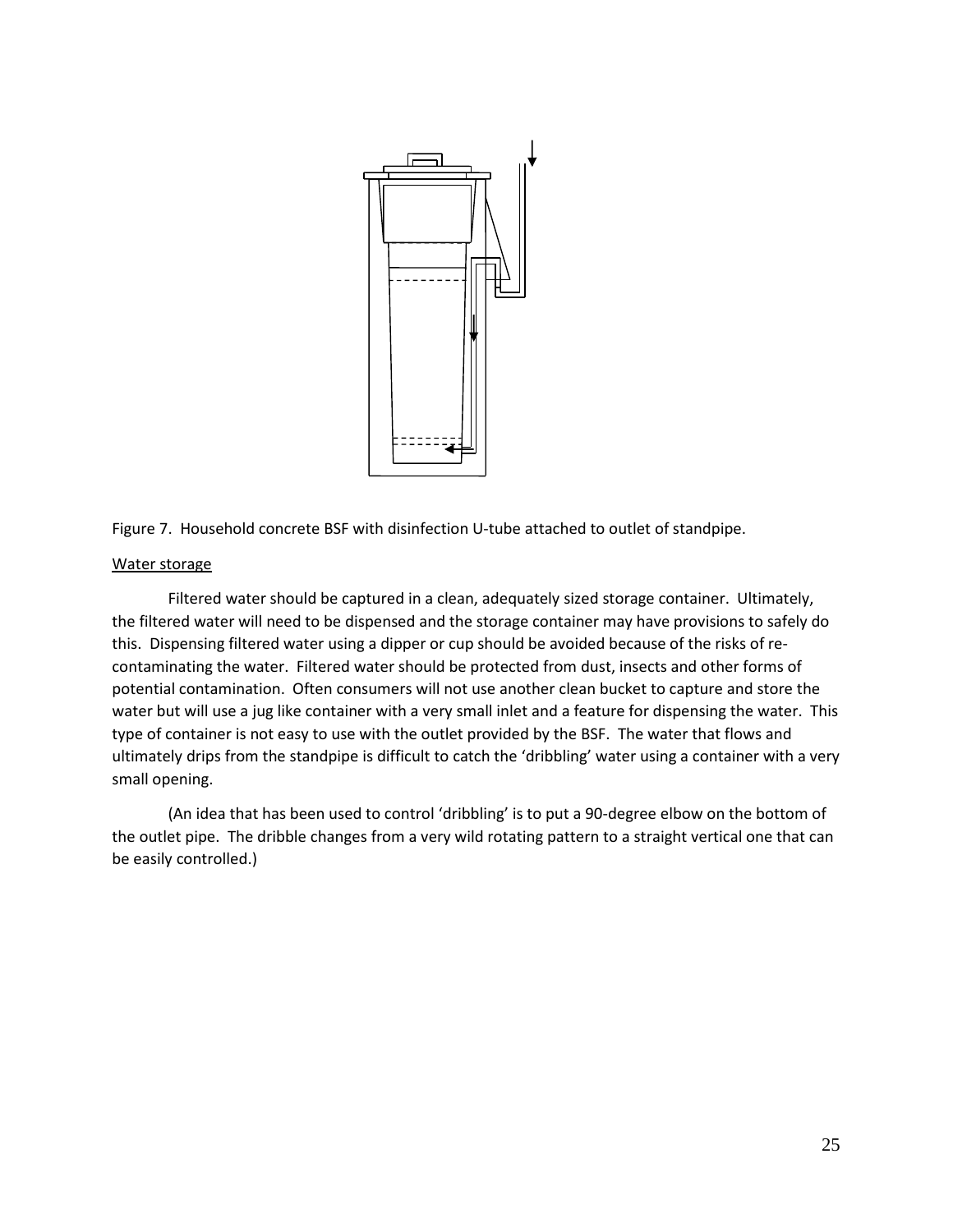Figure 7. Household concrete BSF with disinfection U-tube attached to outlet of standpipe.

Water storage

Filtered water should be captured in a clean, adequately sized storage container. Ultimately, the filtered water will need to be dispensed and the storage container may have provisions to safely do this. Dispensing filtered water using a dipper or cup should be avoided because of the risks of re-contaminating the water. Filtered water should be protected from dust, insects and other forms of potential contamination. Often consumers will not use another clean bucket to capture and store the water but will use a jug like container with a very small inlet and a feature for dispensing the water. This type of container is not easy to use with the outlet provided by the BSF. The water that flows and ultimately drips from the standpipe is difficult to catch the 'dribbling' water using a container with a very small opening.

(An idea that has been used to control 'dribbling' is to put a 90-degree elbow on the bottom of the outlet pipe. The dribble changes from a very wild rotating pattern to a straight vertical one that can be easily controlled.)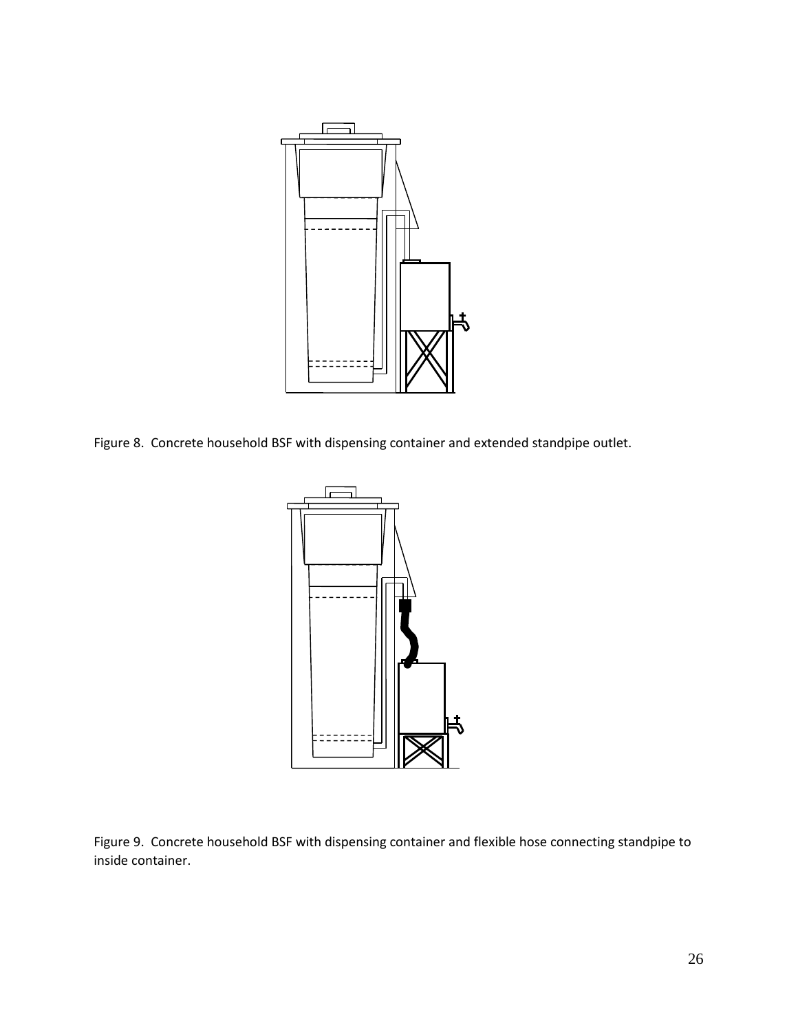Figure 8. Concrete household BSF with dispensing container and extended standpipe outlet.

Figure 9. Concrete household BSF with dispensing container and flexible hose connecting standpipe to inside container.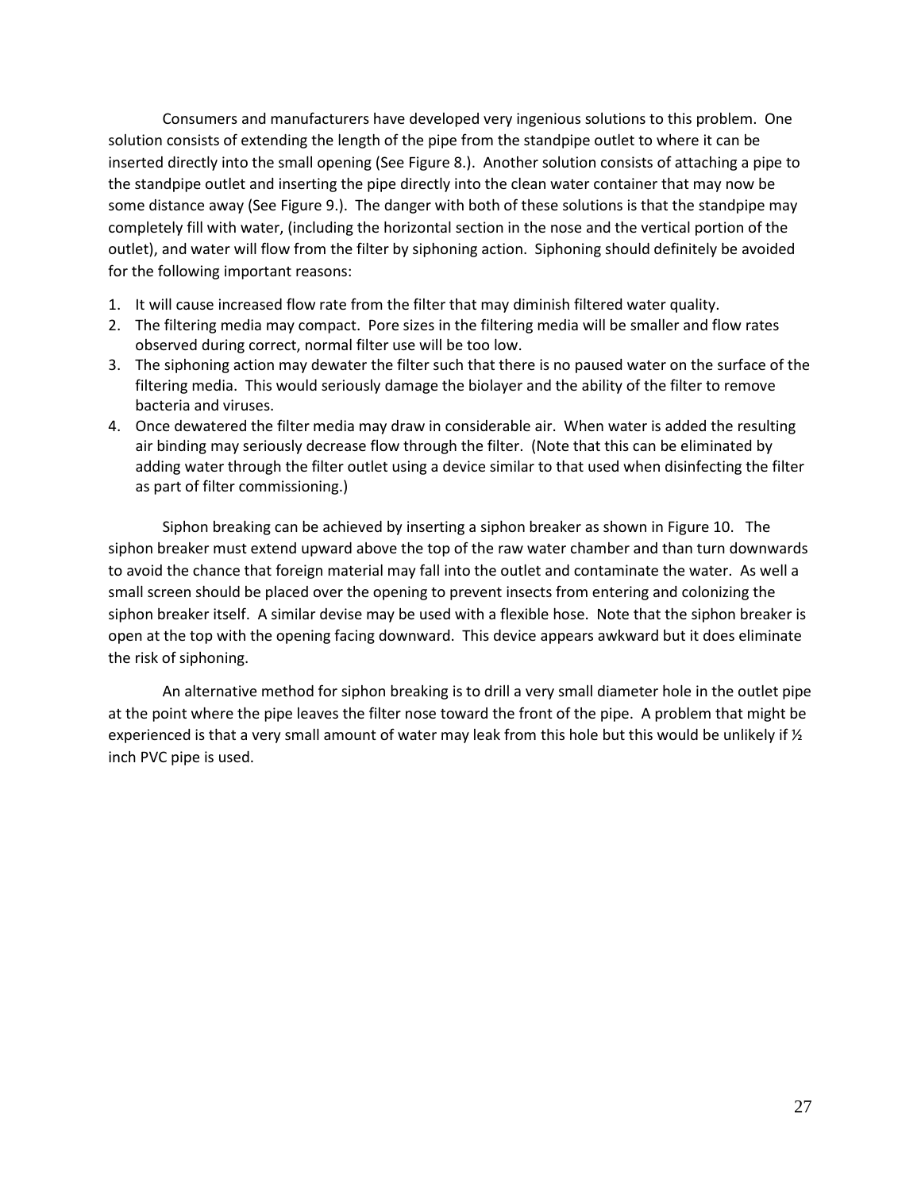Consumers and manufacturers have developed very ingenious solutions to this problem. One solution consists of extending the length of the pipe from the standpipe outlet to where it can be inserted directly into the small opening (See Figure 8.). Another solution consists of attaching a pipe to the standpipe outlet and inserting the pipe directly into the clean water container that may now be some distance away (See Figure 9.). The danger with both of these solutions is that the standpipe may completely fill with water, (including the horizontal section in the nose and the vertical portion of the outlet), and water will flow from the filter by siphoning action. Siphoning should definitely be avoided for the following important reasons:

1. It will cause increased flow rate from the filter that may diminish filtered water quality.
2. The filtering media may compact. Pore sizes in the filtering media will be smaller and flow rates observed during correct, normal filter use will be too low.
3. The siphoning action may dewater the filter such that there is no paused water on the surface of the filtering media. This would seriously damage the biolayer and the ability of the filter to remove bacteria and viruses.
4. Once dewatered the filter media may draw in considerable air. When water is added the resulting air binding may seriously decrease flow through the filter. (Note that this can be eliminated by adding water through the filter outlet using a device similar to that used when disinfecting the filter as part of filter commissioning.)

Siphon breaking can be achieved by inserting a siphon breaker as shown in Figure 10. The siphon breaker must extend upward above the top of the raw water chamber and than turn downwards to avoid the chance that foreign material may fall into the outlet and contaminate the water. As well a small screen should be placed over the opening to prevent insects from entering and colonizing the siphon breaker itself. A similar devise may be used with a flexible hose. Note that the siphon breaker is open at the top with the opening facing downward. This device appears awkward but it does eliminate the risk of siphoning.

An alternative method for siphon breaking is to drill a very small diameter hole in the outlet pipe at the point where the pipe leaves the filter nose toward the front of the pipe. A problem that might be experienced is that a very small amount of water may leak from this hole but this would be unlikely if ½ inch PVC pipe is used.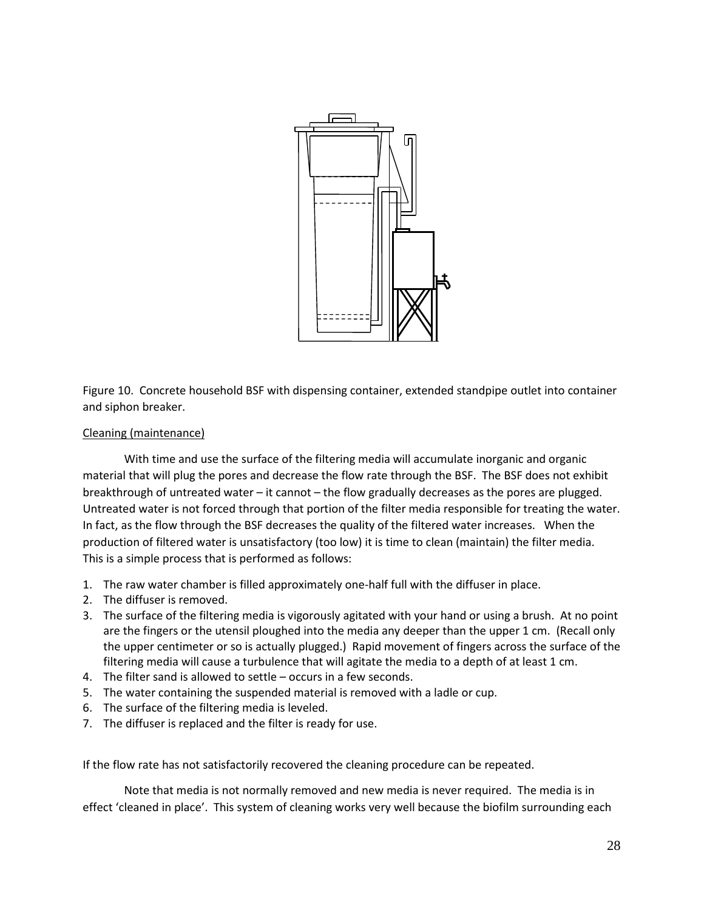Figure 10. Concrete household BSF with dispensing container, extended standpipe outlet into container and siphon breaker.

Cleaning (maintenance)

With time and use the surface of the filtering media will accumulate inorganic and organic material that will plug the pores and decrease the flow rate through the BSF. The BSF does not exhibit breakthrough of untreated water – it cannot – the flow gradually decreases as the pores are plugged. Untreated water is not forced through that portion of the filter media responsible for treating the water. In fact, as the flow through the BSF decreases the quality of the filtered water increases. When the production of filtered water is unsatisfactory (too low) it is time to clean (maintain) the filter media. This is a simple process that is performed as follows:

1. The raw water chamber is filled approximately one-half full with the diffuser in place.
2. The diffuser is removed.
3. The surface of the filtering media is vigorously agitated with your hand or using a brush. At no point are the fingers or the utensil ploughed into the media any deeper than the upper 1 cm. (Recall only the upper centimeter or so is actually plugged.) Rapid movement of fingers across the surface of the filtering media will cause a turbulence that will agitate the media to a depth of at least 1 cm.
4. The filter sand is allowed to settle – occurs in a few seconds.
5. The water containing the suspended material is removed with a ladle or cup.
6. The surface of the filtering media is leveled.
7. The diffuser is replaced and the filter is ready for use.

If the flow rate has not satisfactorily recovered the cleaning procedure can be repeated.

Note that media is not normally removed and new media is never required. The media is in effect 'cleaned in place'. This system of cleaning works very well because the biofilm surrounding each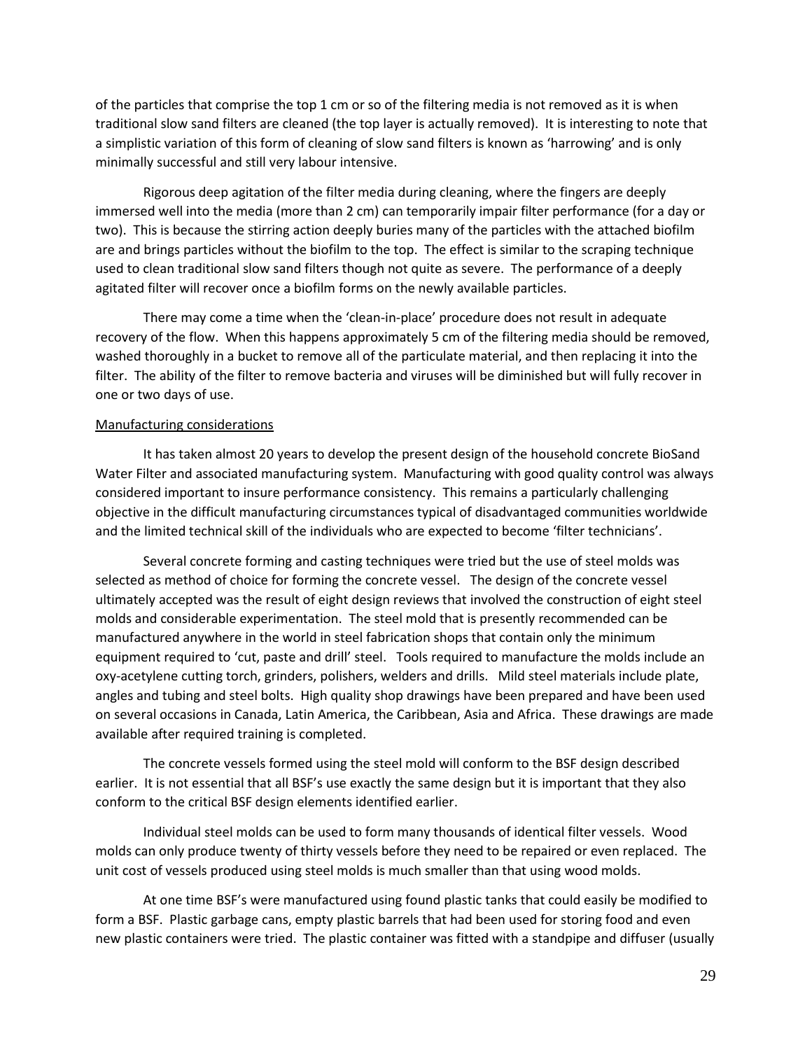of the particles that comprise the top 1 cm or so of the filtering media is not removed as it is when traditional slow sand filters are cleaned (the top layer is actually removed). It is interesting to note that a simplistic variation of this form of cleaning of slow sand filters is known as 'harrowing' and is only minimally successful and still very labour intensive.

Rigorous deep agitation of the filter media during cleaning, where the fingers are deeply immersed well into the media (more than 2 cm) can temporarily impair filter performance (for a day or two). This is because the stirring action deeply buries many of the particles with the attached biofilm are and brings particles without the biofilm to the top. The effect is similar to the scraping technique used to clean traditional slow sand filters though not quite as severe. The performance of a deeply agitated filter will recover once a biofilm forms on the newly available particles.

There may come a time when the 'clean-in-place' procedure does not result in adequate recovery of the flow. When this happens approximately 5 cm of the filtering media should be removed, washed thoroughly in a bucket to remove all of the particulate material, and then replacing it into the filter. The ability of the filter to remove bacteria and viruses will be diminished but will fully recover in one or two days of use.

<u>Manufacturing considerations</u>

It has taken almost 20 years to develop the present design of the household concrete BioSand Water Filter and associated manufacturing system. Manufacturing with good quality control was always considered important to insure performance consistency. This remains a particularly challenging objective in the difficult manufacturing circumstances typical of disadvantaged communities worldwide and the limited technical skill of the individuals who are expected to become 'filter technicians'.

Several concrete forming and casting techniques were tried but the use of steel molds was selected as method of choice for forming the concrete vessel. The design of the concrete vessel ultimately accepted was the result of eight design reviews that involved the construction of eight steel molds and considerable experimentation. The steel mold that is presently recommended can be manufactured anywhere in the world in steel fabrication shops that contain only the minimum equipment required to 'cut, paste and drill' steel. Tools required to manufacture the molds include an oxy-acetylene cutting torch, grinders, polishers, welders and drills. Mild steel materials include plate, angles and tubing and steel bolts. High quality shop drawings have been prepared and have been used on several occasions in Canada, Latin America, the Caribbean, Asia and Africa. These drawings are made available after required training is completed.

The concrete vessels formed using the steel mold will conform to the BSF design described earlier. It is not essential that all BSF's use exactly the same design but it is important that they also conform to the critical BSF design elements identified earlier.

Individual steel molds can be used to form many thousands of identical filter vessels. Wood molds can only produce twenty of thirty vessels before they need to be repaired or even replaced. The unit cost of vessels produced using steel molds is much smaller than that using wood molds.

At one time BSF's were manufactured using found plastic tanks that could easily be modified to form a BSF. Plastic garbage cans, empty plastic barrels that had been used for storing food and even new plastic containers were tried. The plastic container was fitted with a standpipe and diffuser (usually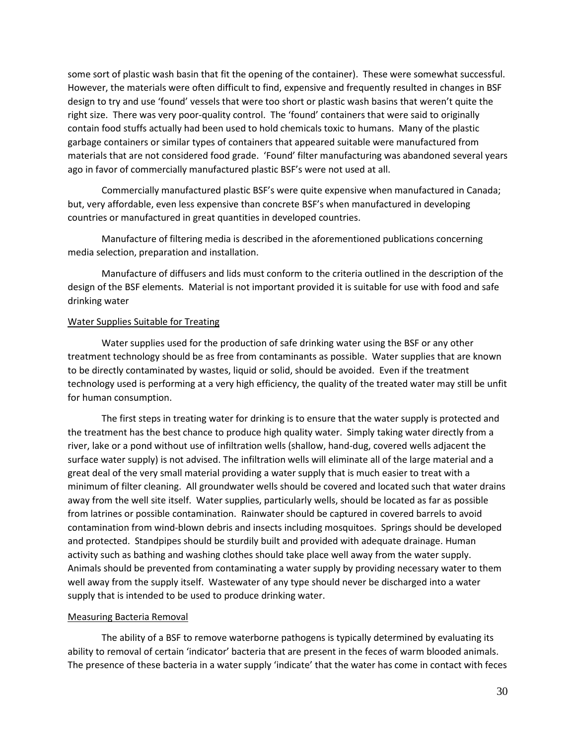some sort of plastic wash basin that fit the opening of the container). These were somewhat successful. However, the materials were often difficult to find, expensive and frequently resulted in changes in BSF design to try and use 'found' vessels that were too short or plastic wash basins that weren't quite the right size. There was very poor-quality control. The 'found' containers that were said to originally contain food stuffs actually had been used to hold chemicals toxic to humans. Many of the plastic garbage containers or similar types of containers that appeared suitable were manufactured from materials that are not considered food grade. 'Found' filter manufacturing was abandoned several years ago in favor of commercially manufactured plastic BSF's were not used at all.

Commercially manufactured plastic BSF's were quite expensive when manufactured in Canada; but, very affordable, even less expensive than concrete BSF's when manufactured in developing countries or manufactured in great quantities in developed countries.

Manufacture of filtering media is described in the aforementioned publications concerning media selection, preparation and installation.

Manufacture of diffusers and lids must conform to the criteria outlined in the description of the design of the BSF elements. Material is not important provided it is suitable for use with food and safe drinking water

## Water Supplies Suitable for Treating

Water supplies used for the production of safe drinking water using the BSF or any other treatment technology should be as free from contaminants as possible. Water supplies that are known to be directly contaminated by wastes, liquid or solid, should be avoided. Even if the treatment technology used is performing at a very high efficiency, the quality of the treated water may still be unfit for human consumption.

The first steps in treating water for drinking is to ensure that the water supply is protected and the treatment has the best chance to produce high quality water. Simply taking water directly from a river, lake or a pond without use of infiltration wells (shallow, hand-dug, covered wells adjacent the surface water supply) is not advised. The infiltration wells will eliminate all of the large material and a great deal of the very small material providing a water supply that is much easier to treat with a minimum of filter cleaning. All groundwater wells should be covered and located such that water drains away from the well site itself. Water supplies, particularly wells, should be located as far as possible from latrines or possible contamination. Rainwater should be captured in covered barrels to avoid contamination from wind-blown debris and insects including mosquitoes. Springs should be developed and protected. Standpipes should be sturdily built and provided with adequate drainage. Human activity such as bathing and washing clothes should take place well away from the water supply. Animals should be prevented from contaminating a water supply by providing necessary water to them well away from the supply itself. Wastewater of any type should never be discharged into a water supply that is intended to be used to produce drinking water.

## Measuring Bacteria Removal

The ability of a BSF to remove waterborne pathogens is typically determined by evaluating its ability to removal of certain 'indicator' bacteria that are present in the feces of warm blooded animals. The presence of these bacteria in a water supply 'indicate' that the water has come in contact with feces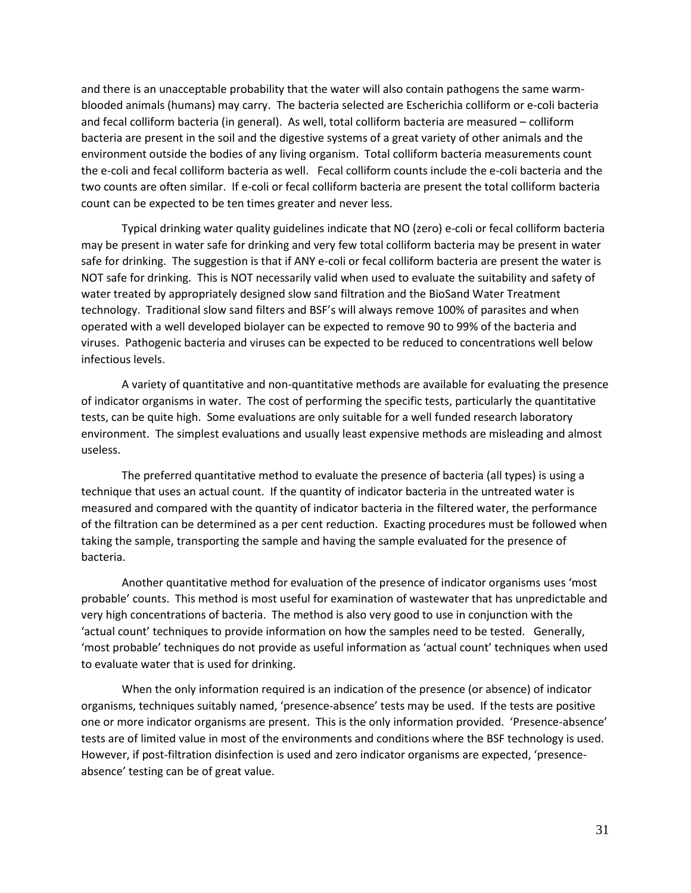and there is an unacceptable probability that the water will also contain pathogens the same warm-blooded animals (humans) may carry. The bacteria selected are Escherichia colliform or e-coli bacteria and fecal colliform bacteria (in general). As well, total colliform bacteria are measured – colliform bacteria are present in the soil and the digestive systems of a great variety of other animals and the environment outside the bodies of any living organism. Total colliform bacteria measurements count the e-coli and fecal colliform bacteria as well. Fecal colliform counts include the e-coli bacteria and the two counts are often similar. If e-coli or fecal colliform bacteria are present the total colliform bacteria count can be expected to be ten times greater and never less.

Typical drinking water quality guidelines indicate that NO (zero) e-coli or fecal colliform bacteria may be present in water safe for drinking and very few total colliform bacteria may be present in water safe for drinking. The suggestion is that if ANY e-coli or fecal colliform bacteria are present the water is NOT safe for drinking. This is NOT necessarily valid when used to evaluate the suitability and safety of water treated by appropriately designed slow sand filtration and the BioSand Water Treatment technology. Traditional slow sand filters and BSF's will always remove 100% of parasites and when operated with a well developed biolayer can be expected to remove 90 to 99% of the bacteria and viruses. Pathogenic bacteria and viruses can be expected to be reduced to concentrations well below infectious levels.

A variety of quantitative and non-quantitative methods are available for evaluating the presence of indicator organisms in water. The cost of performing the specific tests, particularly the quantitative tests, can be quite high. Some evaluations are only suitable for a well funded research laboratory environment. The simplest evaluations and usually least expensive methods are misleading and almost useless.

The preferred quantitative method to evaluate the presence of bacteria (all types) is using a technique that uses an actual count. If the quantity of indicator bacteria in the untreated water is measured and compared with the quantity of indicator bacteria in the filtered water, the performance of the filtration can be determined as a per cent reduction. Exacting procedures must be followed when taking the sample, transporting the sample and having the sample evaluated for the presence of bacteria.

Another quantitative method for evaluation of the presence of indicator organisms uses 'most probable' counts. This method is most useful for examination of wastewater that has unpredictable and very high concentrations of bacteria. The method is also very good to use in conjunction with the 'actual count' techniques to provide information on how the samples need to be tested. Generally, 'most probable' techniques do not provide as useful information as 'actual count' techniques when used to evaluate water that is used for drinking.

When the only information required is an indication of the presence (or absence) of indicator organisms, techniques suitably named, 'presence-absence' tests may be used. If the tests are positive one or more indicator organisms are present. This is the only information provided. 'Presence-absence' tests are of limited value in most of the environments and conditions where the BSF technology is used. However, if post-filtration disinfection is used and zero indicator organisms are expected, 'presence-absence' testing can be of great value.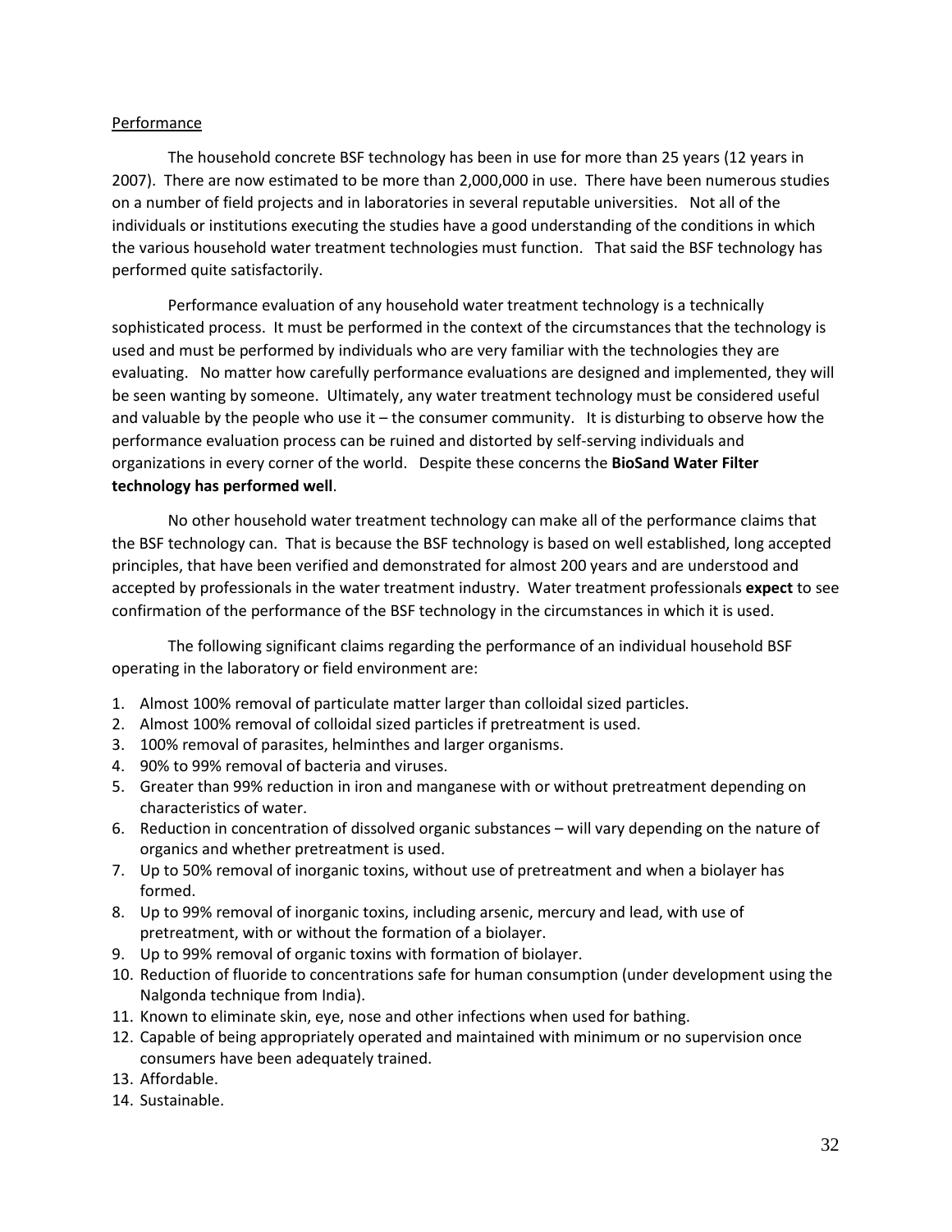## Performance

The household concrete BSF technology has been in use for more than 25 years (12 years in 2007). There are now estimated to be more than 2,000,000 in use. There have been numerous studies on a number of field projects and in laboratories in several reputable universities. Not all of the individuals or institutions executing the studies have a good understanding of the conditions in which the various household water treatment technologies must function. That said the BSF technology has performed quite satisfactorily.

Performance evaluation of any household water treatment technology is a technically sophisticated process. It must be performed in the context of the circumstances that the technology is used and must be performed by individuals who are very familiar with the technologies they are evaluating. No matter how carefully performance evaluations are designed and implemented, they will be seen wanting by someone. Ultimately, any water treatment technology must be considered useful and valuable by the people who use it – the consumer community. It is disturbing to observe how the performance evaluation process can be ruined and distorted by self-serving individuals and organizations in every corner of the world. Despite these concerns the **BioSand Water Filter technology has performed well**.

No other household water treatment technology can make all of the performance claims that the BSF technology can. That is because the BSF technology is based on well established, long accepted principles, that have been verified and demonstrated for almost 200 years and are understood and accepted by professionals in the water treatment industry. Water treatment professionals **expect** to see confirmation of the performance of the BSF technology in the circumstances in which it is used.

The following significant claims regarding the performance of an individual household BSF operating in the laboratory or field environment are:

1. Almost 100% removal of particulate matter larger than colloidal sized particles.
2. Almost 100% removal of colloidal sized particles if pretreatment is used.
3. 100% removal of parasites, helminthes and larger organisms.
4. 90% to 99% removal of bacteria and viruses.
5. Greater than 99% reduction in iron and manganese with or without pretreatment depending on characteristics of water.
6. Reduction in concentration of dissolved organic substances – will vary depending on the nature of organics and whether pretreatment is used.
7. Up to 50% removal of inorganic toxins, without use of pretreatment and when a biolayer has formed.
8. Up to 99% removal of inorganic toxins, including arsenic, mercury and lead, with use of pretreatment, with or without the formation of a biolayer.
9. Up to 99% removal of organic toxins with formation of biolayer.
10. Reduction of fluoride to concentrations safe for human consumption (under development using the Nalgonda technique from India).
11. Known to eliminate skin, eye, nose and other infections when used for bathing.
12. Capable of being appropriately operated and maintained with minimum or no supervision once consumers have been adequately trained.
13. Affordable.
14. Sustainable.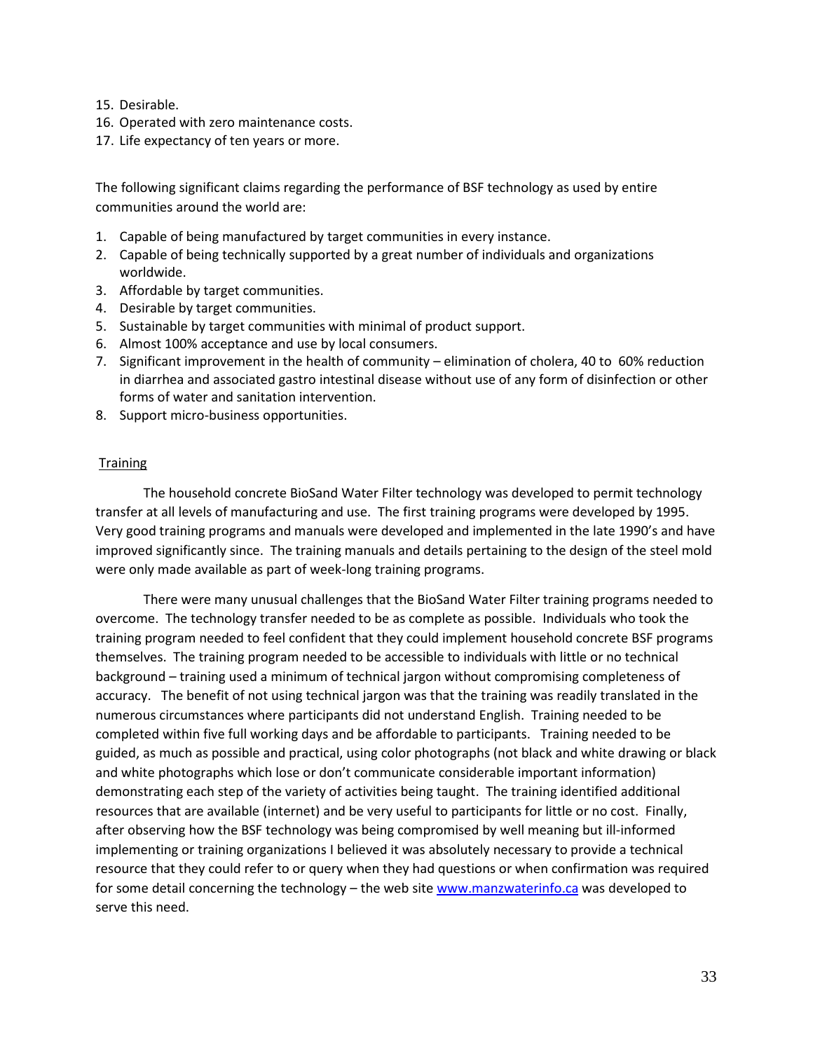15. Desirable.
16. Operated with zero maintenance costs.
17. Life expectancy of ten years or more.

The following significant claims regarding the performance of BSF technology as used by entire communities around the world are:

1. Capable of being manufactured by target communities in every instance.
2. Capable of being technically supported by a great number of individuals and organizations worldwide.
3. Affordable by target communities.
4. Desirable by target communities.
5. Sustainable by target communities with minimal of product support.
6. Almost 100% acceptance and use by local consumers.
7. Significant improvement in the health of community – elimination of cholera, 40 to 60% reduction in diarrhea and associated gastro intestinal disease without use of any form of disinfection or other forms of water and sanitation intervention.
8. Support micro-business opportunities.

## Training

The household concrete BioSand Water Filter technology was developed to permit technology transfer at all levels of manufacturing and use. The first training programs were developed by 1995. Very good training programs and manuals were developed and implemented in the late 1990's and have improved significantly since. The training manuals and details pertaining to the design of the steel mold were only made available as part of week-long training programs.

There were many unusual challenges that the BioSand Water Filter training programs needed to overcome. The technology transfer needed to be as complete as possible. Individuals who took the training program needed to feel confident that they could implement household concrete BSF programs themselves. The training program needed to be accessible to individuals with little or no technical background – training used a minimum of technical jargon without compromising completeness of accuracy. The benefit of not using technical jargon was that the training was readily translated in the numerous circumstances where participants did not understand English. Training needed to be completed within five full working days and be affordable to participants. Training needed to be guided, as much as possible and practical, using color photographs (not black and white drawing or black and white photographs which lose or don't communicate considerable important information) demonstrating each step of the variety of activities being taught. The training identified additional resources that are available (internet) and be very useful to participants for little or no cost. Finally, after observing how the BSF technology was being compromised by well meaning but ill-informed implementing or training organizations I believed it was absolutely necessary to provide a technical resource that they could refer to or query when they had questions or when confirmation was required for some detail concerning the technology – the web site [www.manzwaterinfo.ca](http://www.manzwaterinfo.ca) was developed to serve this need.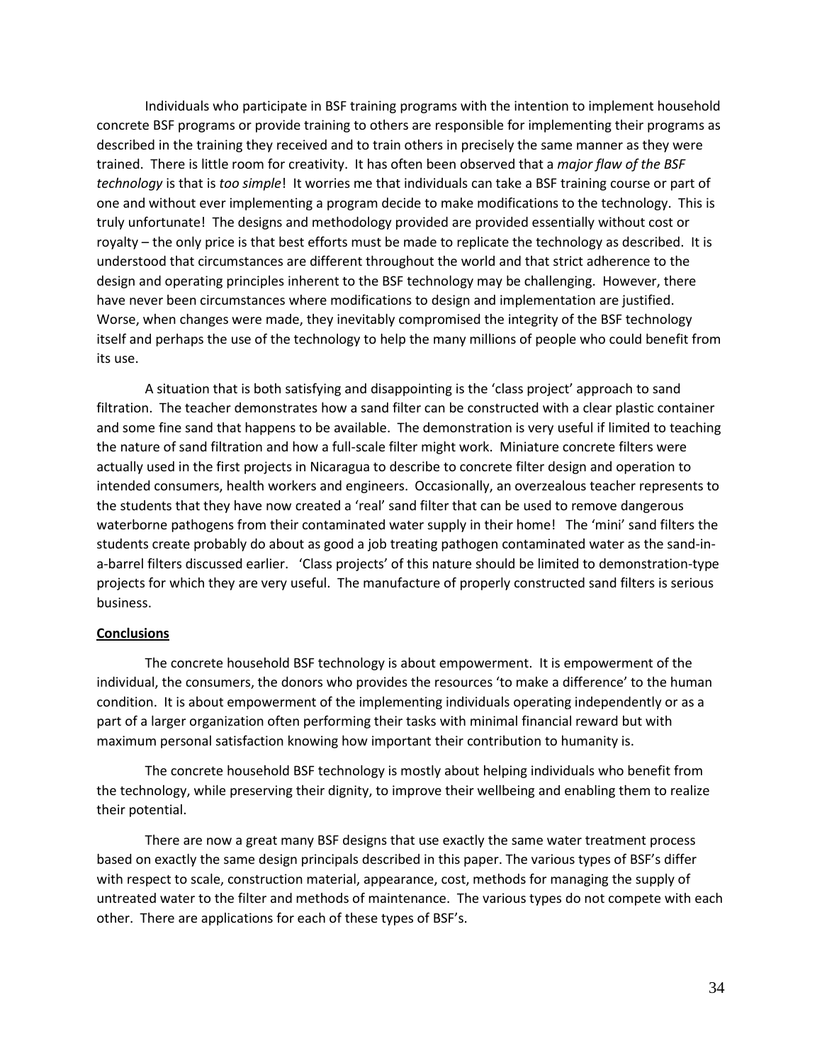Individuals who participate in BSF training programs with the intention to implement household concrete BSF programs or provide training to others are responsible for implementing their programs as described in the training they received and to train others in precisely the same manner as they were trained. There is little room for creativity. It has often been observed that a *major flaw of the BSF technology* is that is *too simple*! It worries me that individuals can take a BSF training course or part of one and without ever implementing a program decide to make modifications to the technology. This is truly unfortunate! The designs and methodology provided are provided essentially without cost or royalty – the only price is that best efforts must be made to replicate the technology as described. It is understood that circumstances are different throughout the world and that strict adherence to the design and operating principles inherent to the BSF technology may be challenging. However, there have never been circumstances where modifications to design and implementation are justified. Worse, when changes were made, they inevitably compromised the integrity of the BSF technology itself and perhaps the use of the technology to help the many millions of people who could benefit from its use.

A situation that is both satisfying and disappointing is the 'class project' approach to sand filtration. The teacher demonstrates how a sand filter can be constructed with a clear plastic container and some fine sand that happens to be available. The demonstration is very useful if limited to teaching the nature of sand filtration and how a full-scale filter might work. Miniature concrete filters were actually used in the first projects in Nicaragua to describe to concrete filter design and operation to intended consumers, health workers and engineers. Occasionally, an overzealous teacher represents to the students that they have now created a 'real' sand filter that can be used to remove dangerous waterborne pathogens from their contaminated water supply in their home! The 'mini' sand filters the students create probably do about as good a job treating pathogen contaminated water as the sand-in-a-barrel filters discussed earlier. 'Class projects' of this nature should be limited to demonstration-type projects for which they are very useful. The manufacture of properly constructed sand filters is serious business.

## Conclusions

The concrete household BSF technology is about empowerment. It is empowerment of the individual, the consumers, the donors who provides the resources 'to make a difference' to the human condition. It is about empowerment of the implementing individuals operating independently or as a part of a larger organization often performing their tasks with minimal financial reward but with maximum personal satisfaction knowing how important their contribution to humanity is.

The concrete household BSF technology is mostly about helping individuals who benefit from the technology, while preserving their dignity, to improve their wellbeing and enabling them to realize their potential.

There are now a great many BSF designs that use exactly the same water treatment process based on exactly the same design principals described in this paper. The various types of BSF's differ with respect to scale, construction material, appearance, cost, methods for managing the supply of untreated water to the filter and methods of maintenance. The various types do not compete with each other. There are applications for each of these types of BSF's.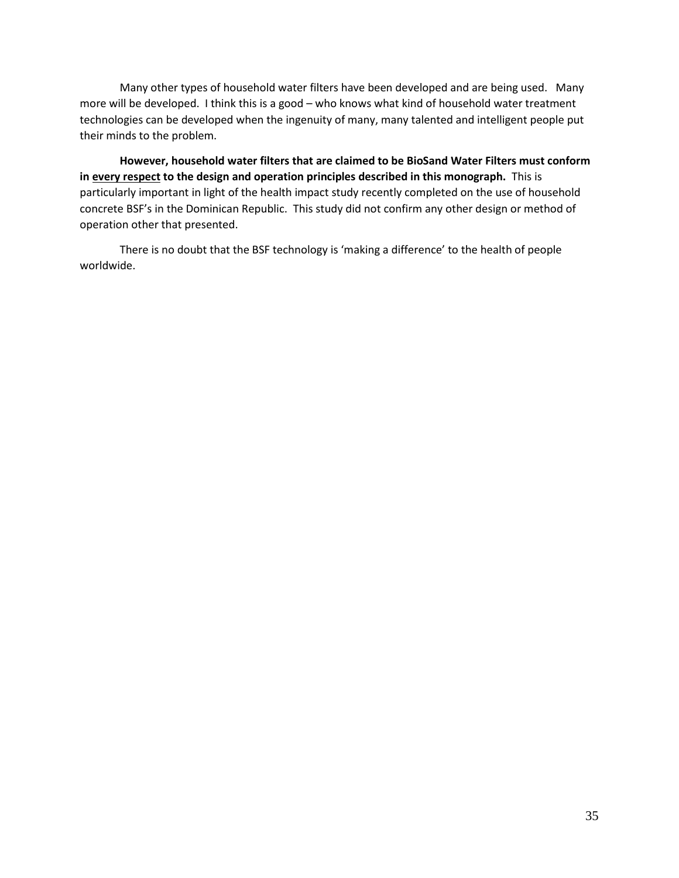Many other types of household water filters have been developed and are being used. Many more will be developed. I think this is a good – who knows what kind of household water treatment technologies can be developed when the ingenuity of many, many talented and intelligent people put their minds to the problem.

**However, household water filters that are claimed to be BioSand Water Filters must conform in <u>every respect</u> to the design and operation principles described in this monograph.** This is particularly important in light of the health impact study recently completed on the use of household concrete BSF's in the Dominican Republic. This study did not confirm any other design or method of operation other that presented.

There is no doubt that the BSF technology is 'making a difference' to the health of people worldwide.